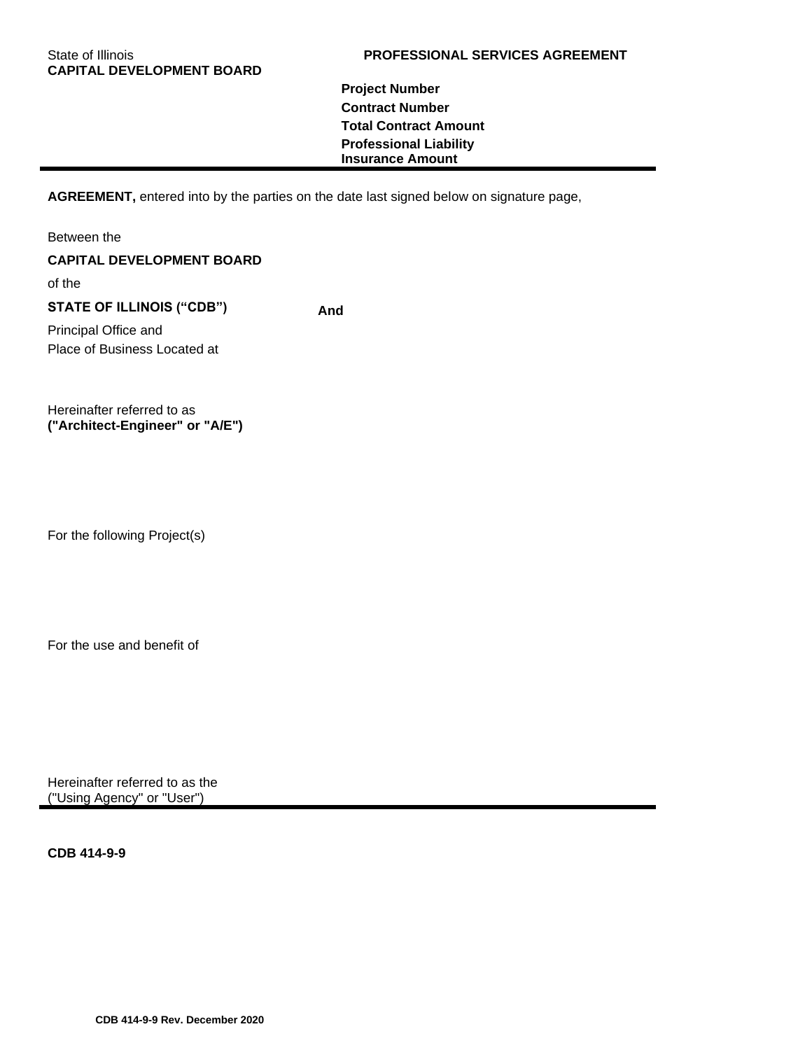State of Illinois
**CAPITAL DEVELOPMENT BOARD**

**PROFESSIONAL SERVICES AGREEMENT**

**Project Number**

**Contract Number**

**Total Contract Amount**

**Professional Liability Insurance Amount**

---

**AGREEMENT,** entered into by the parties on the date last signed below on signature page,

Between the

**CAPITAL DEVELOPMENT BOARD**

of the

**STATE OF ILLINOIS ("CDB")**

**And**

Principal Office and
Place of Business Located at

Hereinafter referred to as
**("Architect-Engineer" or "A/E")**

For the following Project(s)

For the use and benefit of

Hereinafter referred to as the
("Using Agency" or "User")

---

**CDB 414-9-9**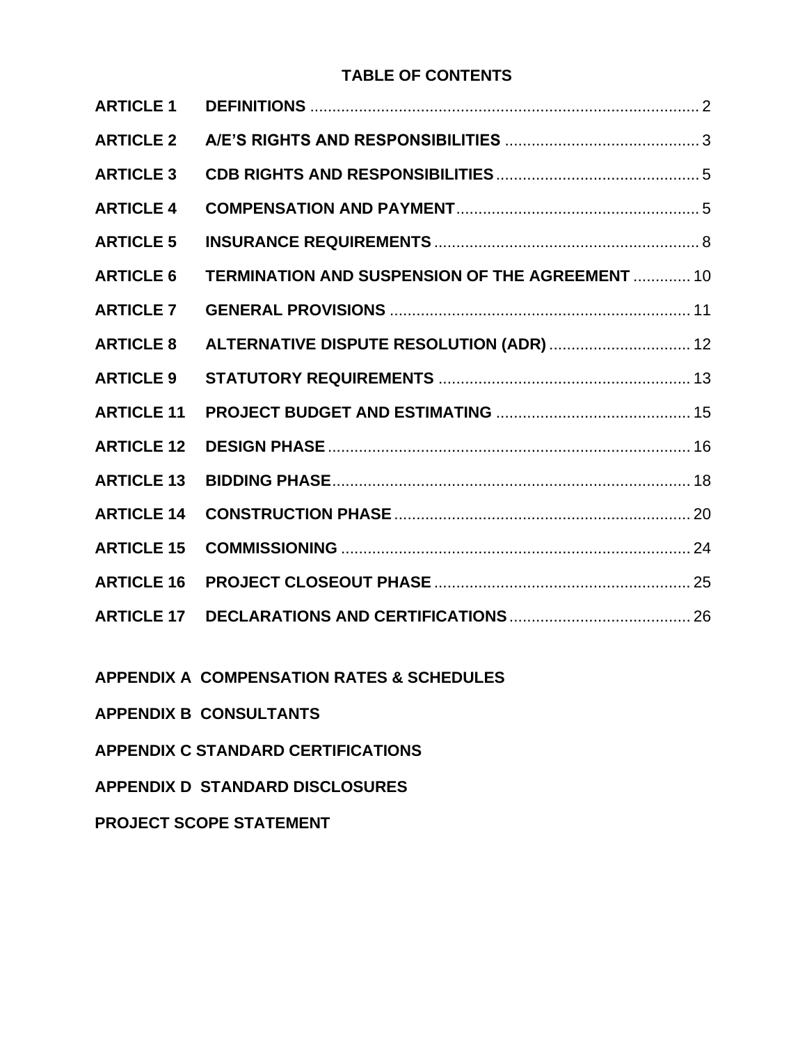# TABLE OF CONTENTS

| | | |
|---|---|---|
| **ARTICLE 1** | **DEFINITIONS** | 2 |
| **ARTICLE 2** | **A/E'S RIGHTS AND RESPONSIBILITIES** | 3 |
| **ARTICLE 3** | **CDB RIGHTS AND RESPONSIBILITIES** | 5 |
| **ARTICLE 4** | **COMPENSATION AND PAYMENT** | 5 |
| **ARTICLE 5** | **INSURANCE REQUIREMENTS** | 8 |
| **ARTICLE 6** | **TERMINATION AND SUSPENSION OF THE AGREEMENT** | 10 |
| **ARTICLE 7** | **GENERAL PROVISIONS** | 11 |
| **ARTICLE 8** | **ALTERNATIVE DISPUTE RESOLUTION (ADR)** | 12 |
| **ARTICLE 9** | **STATUTORY REQUIREMENTS** | 13 |
| **ARTICLE 11** | **PROJECT BUDGET AND ESTIMATING** | 15 |
| **ARTICLE 12** | **DESIGN PHASE** | 16 |
| **ARTICLE 13** | **BIDDING PHASE** | 18 |
| **ARTICLE 14** | **CONSTRUCTION PHASE** | 20 |
| **ARTICLE 15** | **COMMISSIONING** | 24 |
| **ARTICLE 16** | **PROJECT CLOSEOUT PHASE** | 25 |
| **ARTICLE 17** | **DECLARATIONS AND CERTIFICATIONS** | 26 |

**APPENDIX A COMPENSATION RATES & SCHEDULES**

**APPENDIX B CONSULTANTS**

**APPENDIX C STANDARD CERTIFICATIONS**

**APPENDIX D STANDARD DISCLOSURES**

**PROJECT SCOPE STATEMENT**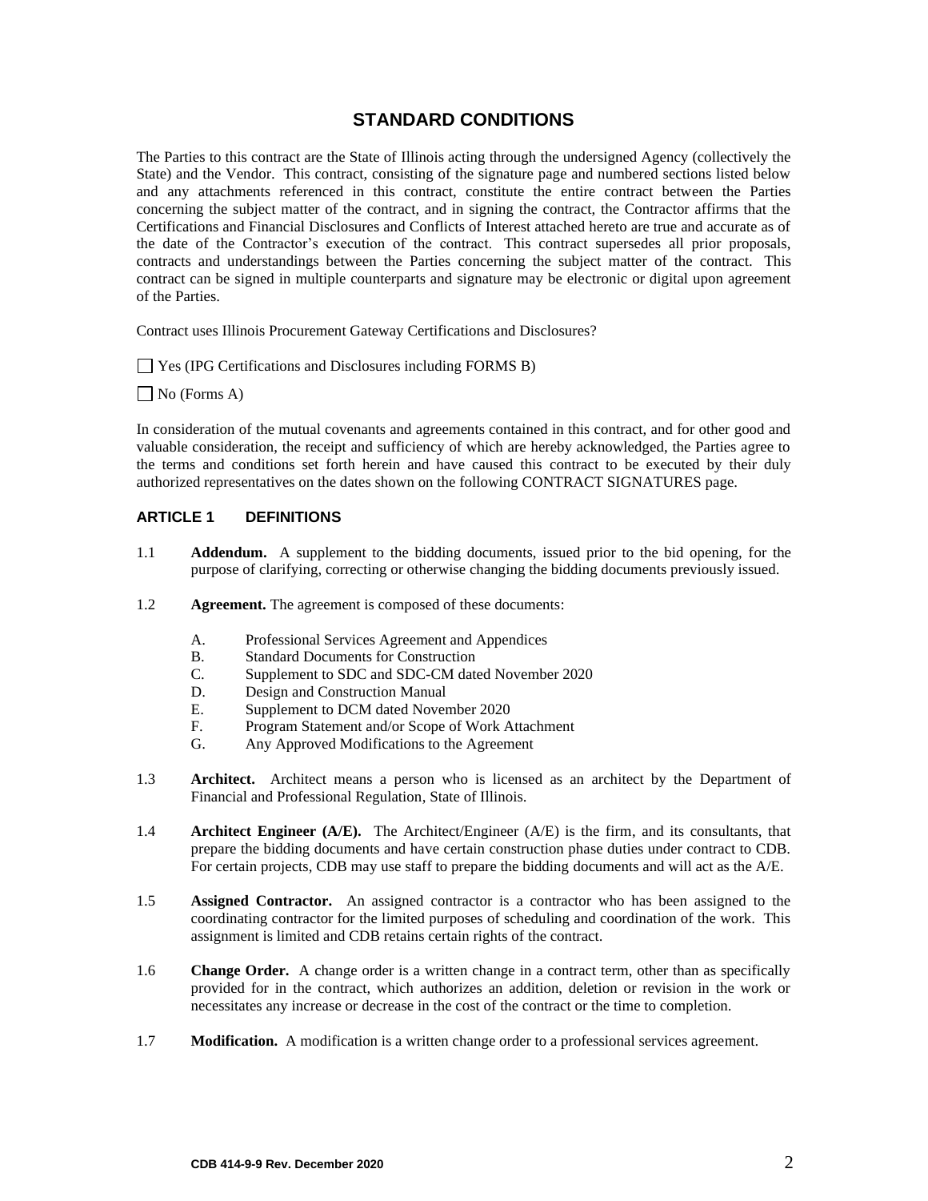## STANDARD CONDITIONS

The Parties to this contract are the State of Illinois acting through the undersigned Agency (collectively the State) and the Vendor. This contract, consisting of the signature page and numbered sections listed below and any attachments referenced in this contract, constitute the entire contract between the Parties concerning the subject matter of the contract, and in signing the contract, the Contractor affirms that the Certifications and Financial Disclosures and Conflicts of Interest attached hereto are true and accurate as of the date of the Contractor's execution of the contract. This contract supersedes all prior proposals, contracts and understandings between the Parties concerning the subject matter of the contract. This contract can be signed in multiple counterparts and signature may be electronic or digital upon agreement of the Parties.

Contract uses Illinois Procurement Gateway Certifications and Disclosures?

☐ Yes (IPG Certifications and Disclosures including FORMS B)

☐ No (Forms A)

In consideration of the mutual covenants and agreements contained in this contract, and for other good and valuable consideration, the receipt and sufficiency of which are hereby acknowledged, the Parties agree to the terms and conditions set forth herein and have caused this contract to be executed by their duly authorized representatives on the dates shown on the following CONTRACT SIGNATURES page.

### ARTICLE 1 DEFINITIONS

1.1 **Addendum.** A supplement to the bidding documents, issued prior to the bid opening, for the purpose of clarifying, correcting or otherwise changing the bidding documents previously issued.

1.2 **Agreement.** The agreement is composed of these documents:

- A. Professional Services Agreement and Appendices
- B. Standard Documents for Construction
- C. Supplement to SDC and SDC-CM dated November 2020
- D. Design and Construction Manual
- E. Supplement to DCM dated November 2020
- F. Program Statement and/or Scope of Work Attachment
- G. Any Approved Modifications to the Agreement

1.3 **Architect.** Architect means a person who is licensed as an architect by the Department of Financial and Professional Regulation, State of Illinois.

1.4 **Architect Engineer (A/E).** The Architect/Engineer (A/E) is the firm, and its consultants, that prepare the bidding documents and have certain construction phase duties under contract to CDB. For certain projects, CDB may use staff to prepare the bidding documents and will act as the A/E.

1.5 **Assigned Contractor.** An assigned contractor is a contractor who has been assigned to the coordinating contractor for the limited purposes of scheduling and coordination of the work. This assignment is limited and CDB retains certain rights of the contract.

1.6 **Change Order.** A change order is a written change in a contract term, other than as specifically provided for in the contract, which authorizes an addition, deletion or revision in the work or necessitates any increase or decrease in the cost of the contract or the time to completion.

1.7 **Modification.** A modification is a written change order to a professional services agreement.

CDB 414-9-9 Rev. December 2020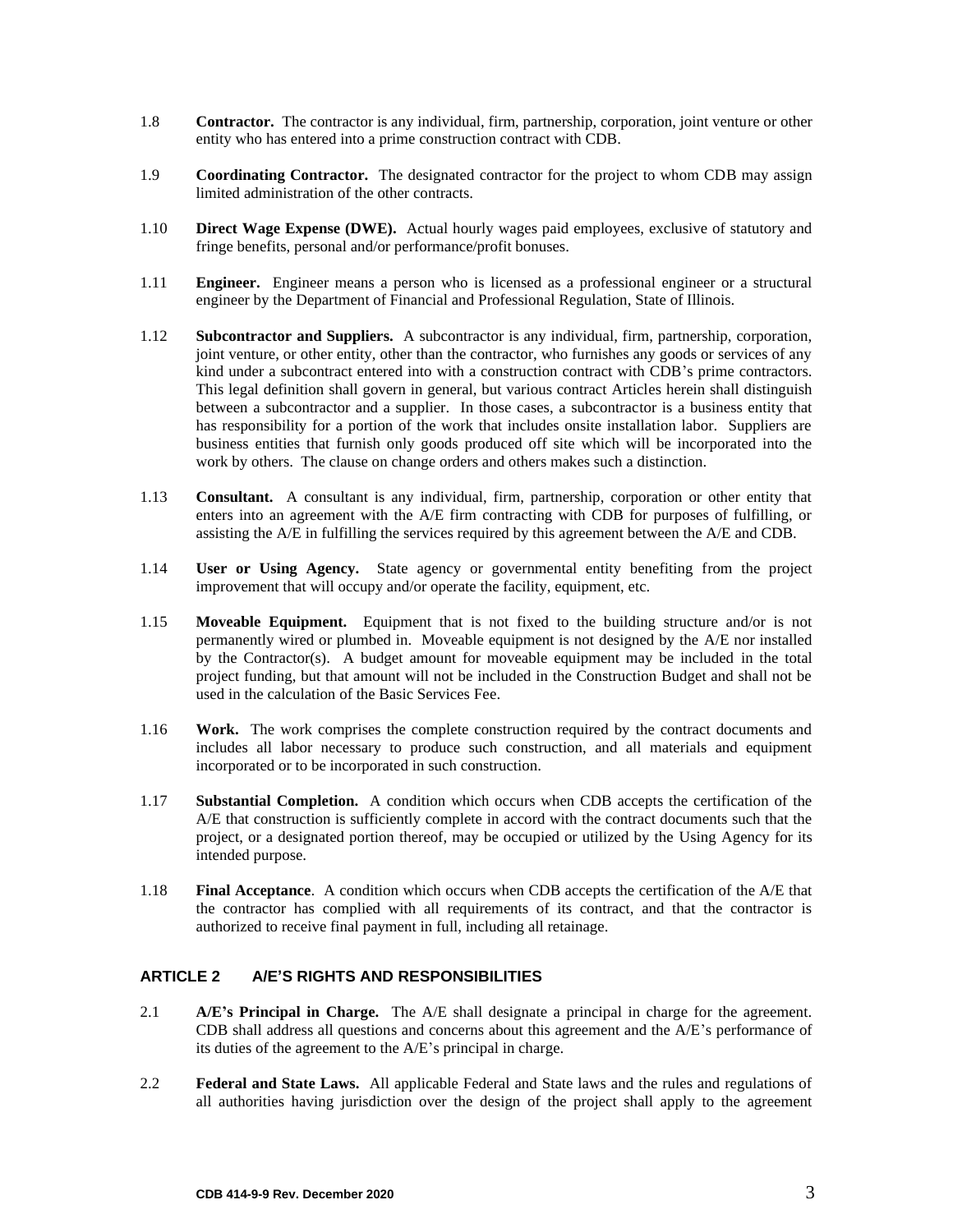1.8 **Contractor.** The contractor is any individual, firm, partnership, corporation, joint venture or other entity who has entered into a prime construction contract with CDB.

1.9 **Coordinating Contractor.** The designated contractor for the project to whom CDB may assign limited administration of the other contracts.

1.10 **Direct Wage Expense (DWE).** Actual hourly wages paid employees, exclusive of statutory and fringe benefits, personal and/or performance/profit bonuses.

1.11 **Engineer.** Engineer means a person who is licensed as a professional engineer or a structural engineer by the Department of Financial and Professional Regulation, State of Illinois.

1.12 **Subcontractor and Suppliers.** A subcontractor is any individual, firm, partnership, corporation, joint venture, or other entity, other than the contractor, who furnishes any goods or services of any kind under a subcontract entered into with a construction contract with CDB's prime contractors. This legal definition shall govern in general, but various contract Articles herein shall distinguish between a subcontractor and a supplier. In those cases, a subcontractor is a business entity that has responsibility for a portion of the work that includes onsite installation labor. Suppliers are business entities that furnish only goods produced off site which will be incorporated into the work by others. The clause on change orders and others makes such a distinction.

1.13 **Consultant.** A consultant is any individual, firm, partnership, corporation or other entity that enters into an agreement with the A/E firm contracting with CDB for purposes of fulfilling, or assisting the A/E in fulfilling the services required by this agreement between the A/E and CDB.

1.14 **User or Using Agency.** State agency or governmental entity benefiting from the project improvement that will occupy and/or operate the facility, equipment, etc.

1.15 **Moveable Equipment.** Equipment that is not fixed to the building structure and/or is not permanently wired or plumbed in. Moveable equipment is not designed by the A/E nor installed by the Contractor(s). A budget amount for moveable equipment may be included in the total project funding, but that amount will not be included in the Construction Budget and shall not be used in the calculation of the Basic Services Fee.

1.16 **Work.** The work comprises the complete construction required by the contract documents and includes all labor necessary to produce such construction, and all materials and equipment incorporated or to be incorporated in such construction.

1.17 **Substantial Completion.** A condition which occurs when CDB accepts the certification of the A/E that construction is sufficiently complete in accord with the contract documents such that the project, or a designated portion thereof, may be occupied or utilized by the Using Agency for its intended purpose.

1.18 **Final Acceptance**. A condition which occurs when CDB accepts the certification of the A/E that the contractor has complied with all requirements of its contract, and that the contractor is authorized to receive final payment in full, including all retainage.

## ARTICLE 2 A/E'S RIGHTS AND RESPONSIBILITIES

2.1 **A/E's Principal in Charge.** The A/E shall designate a principal in charge for the agreement. CDB shall address all questions and concerns about this agreement and the A/E's performance of its duties of the agreement to the A/E's principal in charge.

2.2 **Federal and State Laws.** All applicable Federal and State laws and the rules and regulations of all authorities having jurisdiction over the design of the project shall apply to the agreement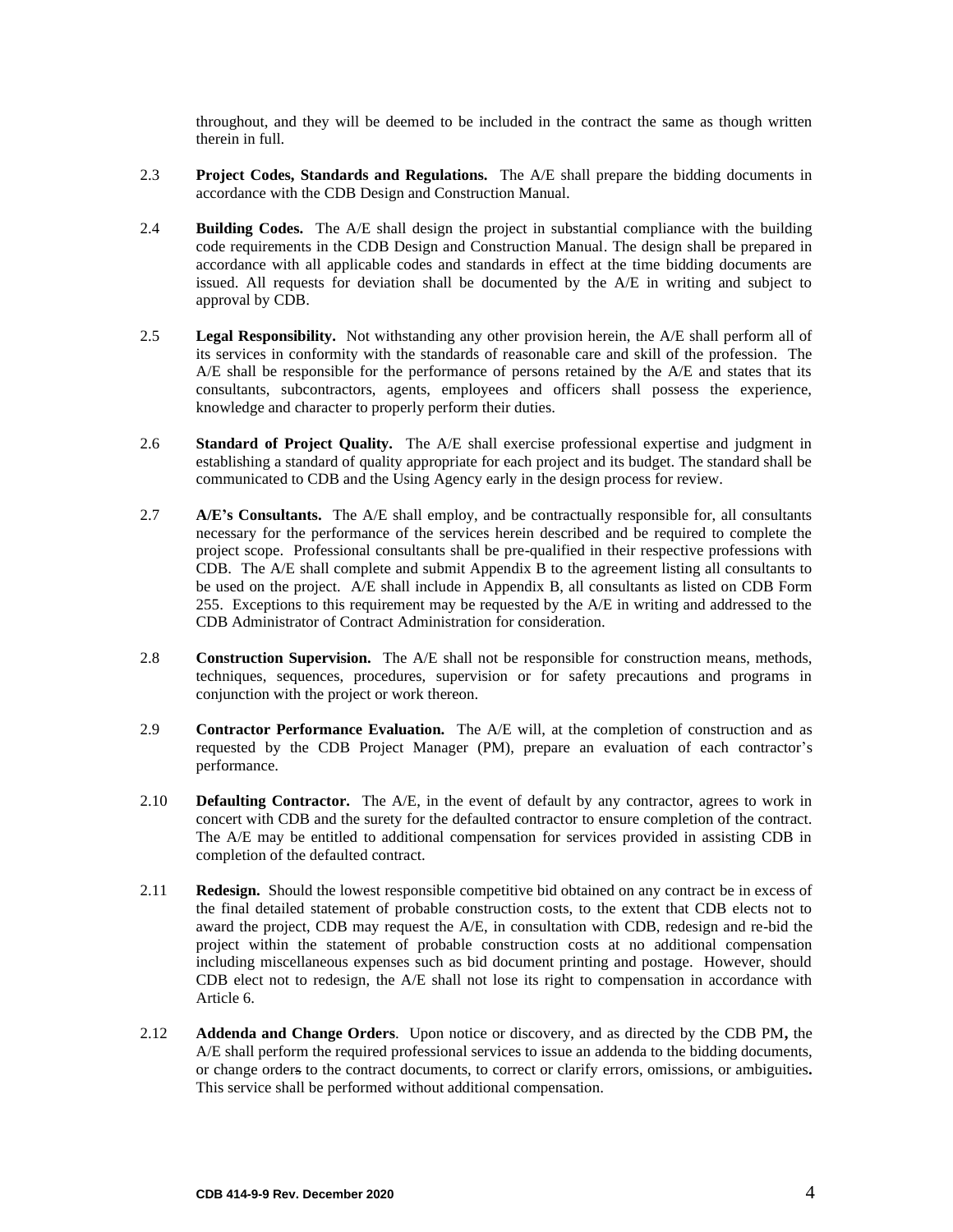throughout, and they will be deemed to be included in the contract the same as though written therein in full.

2.3 **Project Codes, Standards and Regulations.** The A/E shall prepare the bidding documents in accordance with the CDB Design and Construction Manual.

2.4 **Building Codes.** The A/E shall design the project in substantial compliance with the building code requirements in the CDB Design and Construction Manual. The design shall be prepared in accordance with all applicable codes and standards in effect at the time bidding documents are issued. All requests for deviation shall be documented by the A/E in writing and subject to approval by CDB.

2.5 **Legal Responsibility.** Not withstanding any other provision herein, the A/E shall perform all of its services in conformity with the standards of reasonable care and skill of the profession. The A/E shall be responsible for the performance of persons retained by the A/E and states that its consultants, subcontractors, agents, employees and officers shall possess the experience, knowledge and character to properly perform their duties.

2.6 **Standard of Project Quality.** The A/E shall exercise professional expertise and judgment in establishing a standard of quality appropriate for each project and its budget. The standard shall be communicated to CDB and the Using Agency early in the design process for review.

2.7 **A/E's Consultants.** The A/E shall employ, and be contractually responsible for, all consultants necessary for the performance of the services herein described and be required to complete the project scope. Professional consultants shall be pre-qualified in their respective professions with CDB. The A/E shall complete and submit Appendix B to the agreement listing all consultants to be used on the project. A/E shall include in Appendix B, all consultants as listed on CDB Form 255. Exceptions to this requirement may be requested by the A/E in writing and addressed to the CDB Administrator of Contract Administration for consideration.

2.8 **Construction Supervision.** The A/E shall not be responsible for construction means, methods, techniques, sequences, procedures, supervision or for safety precautions and programs in conjunction with the project or work thereon.

2.9 **Contractor Performance Evaluation.** The A/E will, at the completion of construction and as requested by the CDB Project Manager (PM), prepare an evaluation of each contractor's performance.

2.10 **Defaulting Contractor.** The A/E, in the event of default by any contractor, agrees to work in concert with CDB and the surety for the defaulted contractor to ensure completion of the contract. The A/E may be entitled to additional compensation for services provided in assisting CDB in completion of the defaulted contract.

2.11 **Redesign.** Should the lowest responsible competitive bid obtained on any contract be in excess of the final detailed statement of probable construction costs, to the extent that CDB elects not to award the project, CDB may request the A/E, in consultation with CDB, redesign and re-bid the project within the statement of probable construction costs at no additional compensation including miscellaneous expenses such as bid document printing and postage. However, should CDB elect not to redesign, the A/E shall not lose its right to compensation in accordance with Article 6.

2.12 **Addenda and Change Orders**. Upon notice or discovery, and as directed by the CDB PM**,** the A/E shall perform the required professional services to issue an addenda to the bidding documents, or change orders to the contract documents, to correct or clarify errors, omissions, or ambiguities**.** This service shall be performed without additional compensation.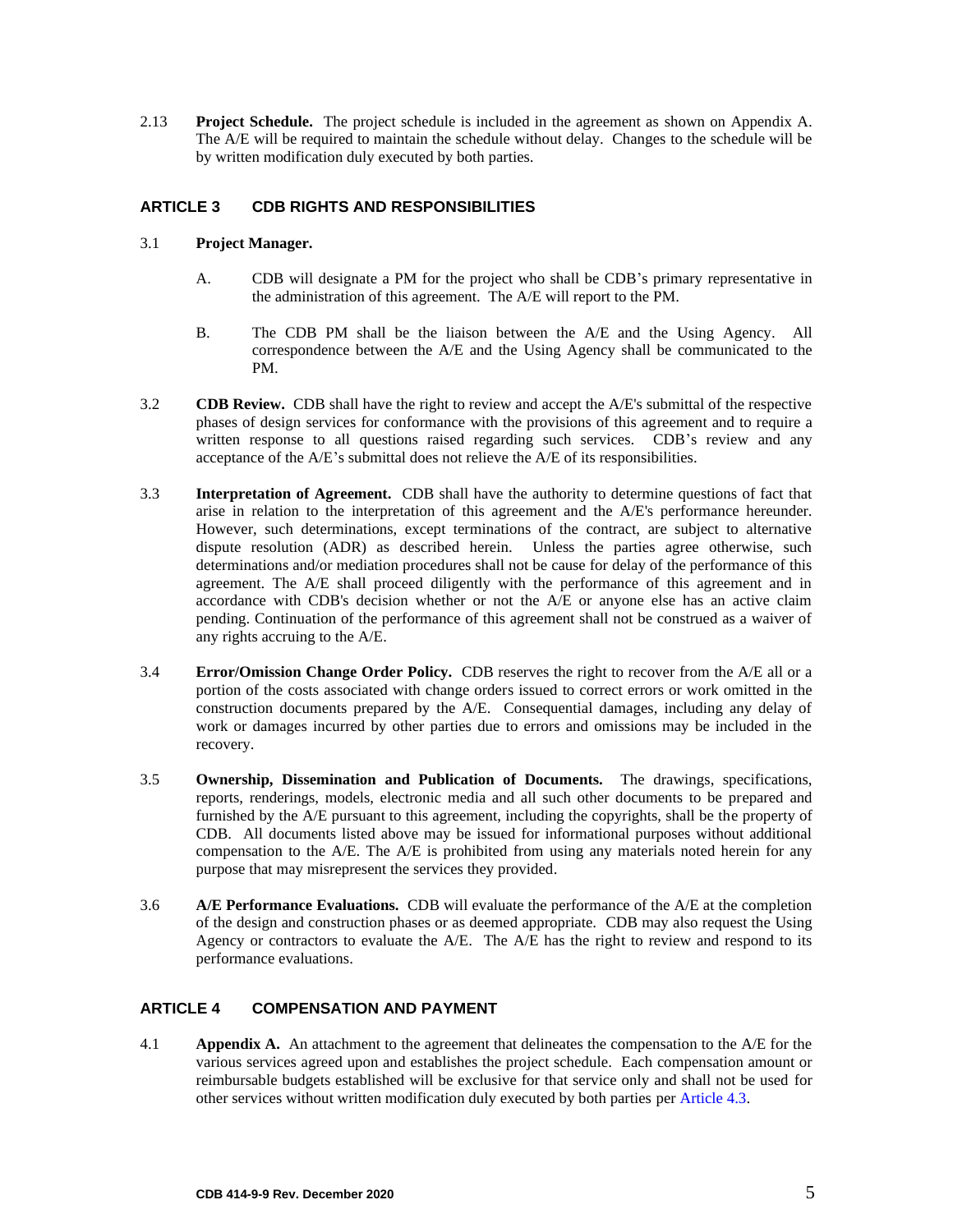2.13 **Project Schedule.** The project schedule is included in the agreement as shown on Appendix A. The A/E will be required to maintain the schedule without delay. Changes to the schedule will be by written modification duly executed by both parties.

## ARTICLE 3 CDB RIGHTS AND RESPONSIBILITIES

3.1 **Project Manager.**

A. CDB will designate a PM for the project who shall be CDB's primary representative in the administration of this agreement. The A/E will report to the PM.

B. The CDB PM shall be the liaison between the A/E and the Using Agency. All correspondence between the A/E and the Using Agency shall be communicated to the PM.

3.2 **CDB Review.** CDB shall have the right to review and accept the A/E's submittal of the respective phases of design services for conformance with the provisions of this agreement and to require a written response to all questions raised regarding such services. CDB's review and any acceptance of the A/E's submittal does not relieve the A/E of its responsibilities.

3.3 **Interpretation of Agreement.** CDB shall have the authority to determine questions of fact that arise in relation to the interpretation of this agreement and the A/E's performance hereunder. However, such determinations, except terminations of the contract, are subject to alternative dispute resolution (ADR) as described herein. Unless the parties agree otherwise, such determinations and/or mediation procedures shall not be cause for delay of the performance of this agreement. The A/E shall proceed diligently with the performance of this agreement and in accordance with CDB's decision whether or not the A/E or anyone else has an active claim pending. Continuation of the performance of this agreement shall not be construed as a waiver of any rights accruing to the A/E.

3.4 **Error/Omission Change Order Policy.** CDB reserves the right to recover from the A/E all or a portion of the costs associated with change orders issued to correct errors or work omitted in the construction documents prepared by the A/E. Consequential damages, including any delay of work or damages incurred by other parties due to errors and omissions may be included in the recovery.

3.5 **Ownership, Dissemination and Publication of Documents.** The drawings, specifications, reports, renderings, models, electronic media and all such other documents to be prepared and furnished by the A/E pursuant to this agreement, including the copyrights, shall be the property of CDB. All documents listed above may be issued for informational purposes without additional compensation to the A/E. The A/E is prohibited from using any materials noted herein for any purpose that may misrepresent the services they provided.

3.6 **A/E Performance Evaluations.** CDB will evaluate the performance of the A/E at the completion of the design and construction phases or as deemed appropriate. CDB may also request the Using Agency or contractors to evaluate the A/E. The A/E has the right to review and respond to its performance evaluations.

## ARTICLE 4 COMPENSATION AND PAYMENT

4.1 **Appendix A.** An attachment to the agreement that delineates the compensation to the A/E for the various services agreed upon and establishes the project schedule. Each compensation amount or reimbursable budgets established will be exclusive for that service only and shall not be used for other services without written modification duly executed by both parties per Article 4.3.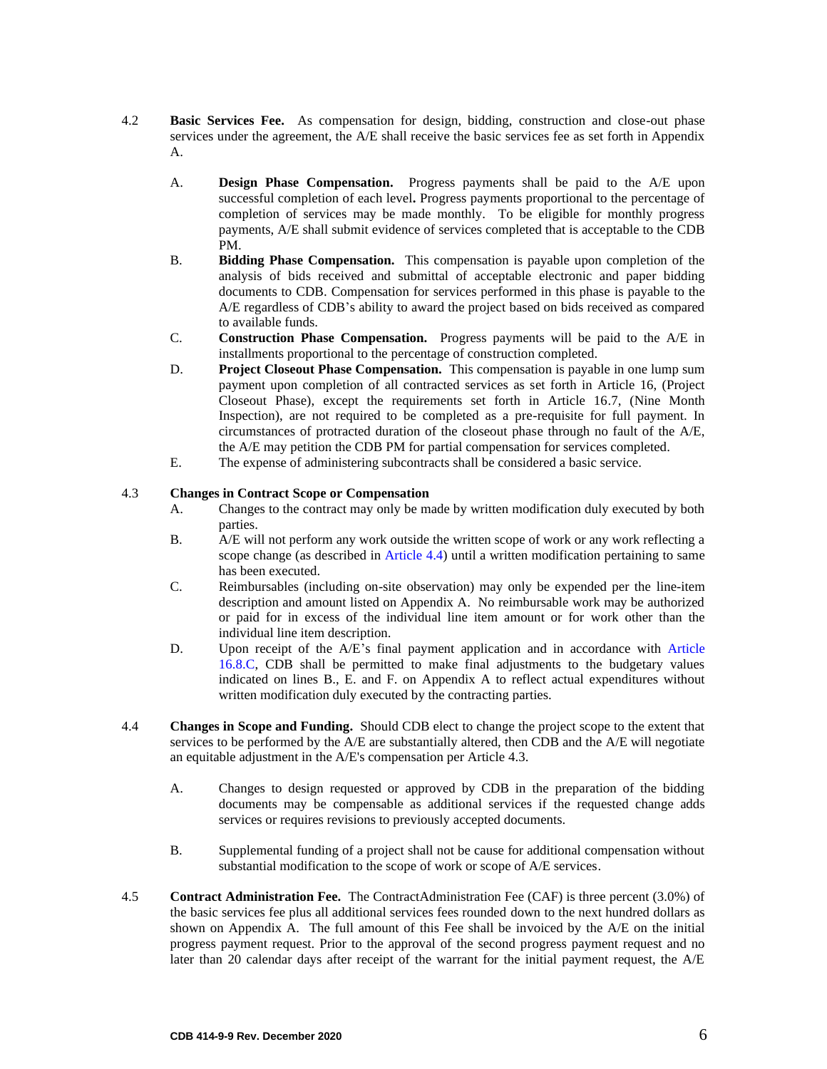4.2 **Basic Services Fee.** As compensation for design, bidding, construction and close-out phase services under the agreement, the A/E shall receive the basic services fee as set forth in Appendix A.

A. **Design Phase Compensation.** Progress payments shall be paid to the A/E upon successful completion of each level**.** Progress payments proportional to the percentage of completion of services may be made monthly. To be eligible for monthly progress payments, A/E shall submit evidence of services completed that is acceptable to the CDB PM.

B. **Bidding Phase Compensation.** This compensation is payable upon completion of the analysis of bids received and submittal of acceptable electronic and paper bidding documents to CDB. Compensation for services performed in this phase is payable to the A/E regardless of CDB's ability to award the project based on bids received as compared to available funds.

C. **Construction Phase Compensation.** Progress payments will be paid to the A/E in installments proportional to the percentage of construction completed.

D. **Project Closeout Phase Compensation.** This compensation is payable in one lump sum payment upon completion of all contracted services as set forth in Article 16, (Project Closeout Phase), except the requirements set forth in Article 16.7, (Nine Month Inspection), are not required to be completed as a pre-requisite for full payment. In circumstances of protracted duration of the closeout phase through no fault of the A/E, the A/E may petition the CDB PM for partial compensation for services completed.

E. The expense of administering subcontracts shall be considered a basic service.

4.3 **Changes in Contract Scope or Compensation**

A. Changes to the contract may only be made by written modification duly executed by both parties.

B. A/E will not perform any work outside the written scope of work or any work reflecting a scope change (as described in Article 4.4) until a written modification pertaining to same has been executed.

C. Reimbursables (including on-site observation) may only be expended per the line-item description and amount listed on Appendix A. No reimbursable work may be authorized or paid for in excess of the individual line item amount or for work other than the individual line item description.

D. Upon receipt of the A/E's final payment application and in accordance with Article 16.8.C, CDB shall be permitted to make final adjustments to the budgetary values indicated on lines B., E. and F. on Appendix A to reflect actual expenditures without written modification duly executed by the contracting parties.

4.4 **Changes in Scope and Funding.** Should CDB elect to change the project scope to the extent that services to be performed by the A/E are substantially altered, then CDB and the A/E will negotiate an equitable adjustment in the A/E's compensation per Article 4.3.

A. Changes to design requested or approved by CDB in the preparation of the bidding documents may be compensable as additional services if the requested change adds services or requires revisions to previously accepted documents.

B. Supplemental funding of a project shall not be cause for additional compensation without substantial modification to the scope of work or scope of A/E services.

4.5 **Contract Administration Fee.** The ContractAdministration Fee (CAF) is three percent (3.0%) of the basic services fee plus all additional services fees rounded down to the next hundred dollars as shown on Appendix A. The full amount of this Fee shall be invoiced by the A/E on the initial progress payment request. Prior to the approval of the second progress payment request and no later than 20 calendar days after receipt of the warrant for the initial payment request, the A/E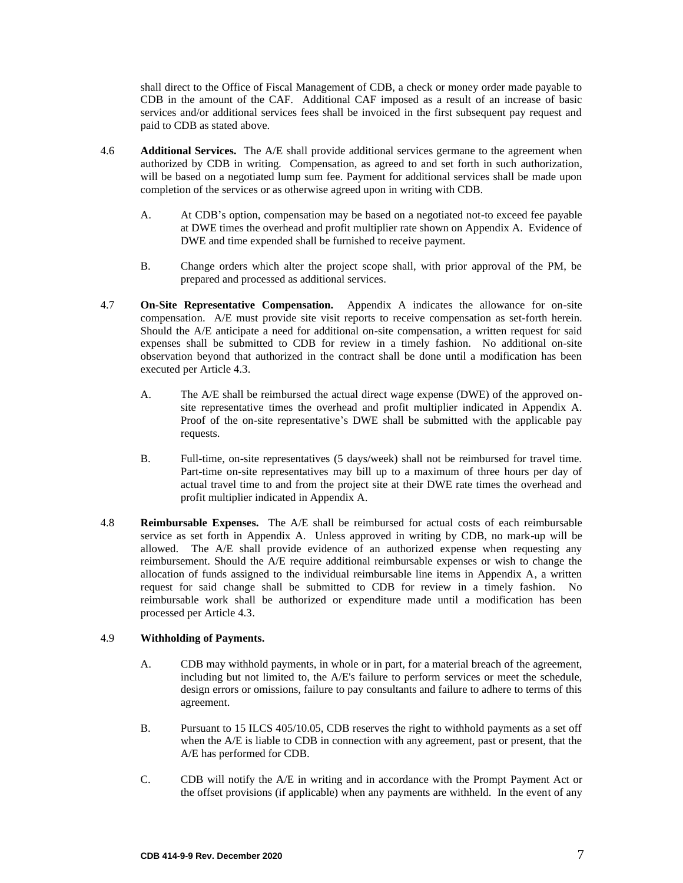shall direct to the Office of Fiscal Management of CDB, a check or money order made payable to CDB in the amount of the CAF. Additional CAF imposed as a result of an increase of basic services and/or additional services fees shall be invoiced in the first subsequent pay request and paid to CDB as stated above.

4.6 **Additional Services.** The A/E shall provide additional services germane to the agreement when authorized by CDB in writing. Compensation, as agreed to and set forth in such authorization, will be based on a negotiated lump sum fee. Payment for additional services shall be made upon completion of the services or as otherwise agreed upon in writing with CDB.

A. At CDB's option, compensation may be based on a negotiated not-to exceed fee payable at DWE times the overhead and profit multiplier rate shown on Appendix A. Evidence of DWE and time expended shall be furnished to receive payment.

B. Change orders which alter the project scope shall, with prior approval of the PM, be prepared and processed as additional services.

4.7 **On-Site Representative Compensation.** Appendix A indicates the allowance for on-site compensation. A/E must provide site visit reports to receive compensation as set-forth herein. Should the A/E anticipate a need for additional on-site compensation, a written request for said expenses shall be submitted to CDB for review in a timely fashion. No additional on-site observation beyond that authorized in the contract shall be done until a modification has been executed per Article 4.3.

A. The A/E shall be reimbursed the actual direct wage expense (DWE) of the approved on-site representative times the overhead and profit multiplier indicated in Appendix A. Proof of the on-site representative's DWE shall be submitted with the applicable pay requests.

B. Full-time, on-site representatives (5 days/week) shall not be reimbursed for travel time. Part-time on-site representatives may bill up to a maximum of three hours per day of actual travel time to and from the project site at their DWE rate times the overhead and profit multiplier indicated in Appendix A.

4.8 **Reimbursable Expenses.** The A/E shall be reimbursed for actual costs of each reimbursable service as set forth in Appendix A. Unless approved in writing by CDB, no mark-up will be allowed. The A/E shall provide evidence of an authorized expense when requesting any reimbursement. Should the A/E require additional reimbursable expenses or wish to change the allocation of funds assigned to the individual reimbursable line items in Appendix A, a written request for said change shall be submitted to CDB for review in a timely fashion. No reimbursable work shall be authorized or expenditure made until a modification has been processed per Article 4.3.

4.9 **Withholding of Payments.**

A. CDB may withhold payments, in whole or in part, for a material breach of the agreement, including but not limited to, the A/E's failure to perform services or meet the schedule, design errors or omissions, failure to pay consultants and failure to adhere to terms of this agreement.

B. Pursuant to 15 ILCS 405/10.05, CDB reserves the right to withhold payments as a set off when the A/E is liable to CDB in connection with any agreement, past or present, that the A/E has performed for CDB.

C. CDB will notify the A/E in writing and in accordance with the Prompt Payment Act or the offset provisions (if applicable) when any payments are withheld. In the event of any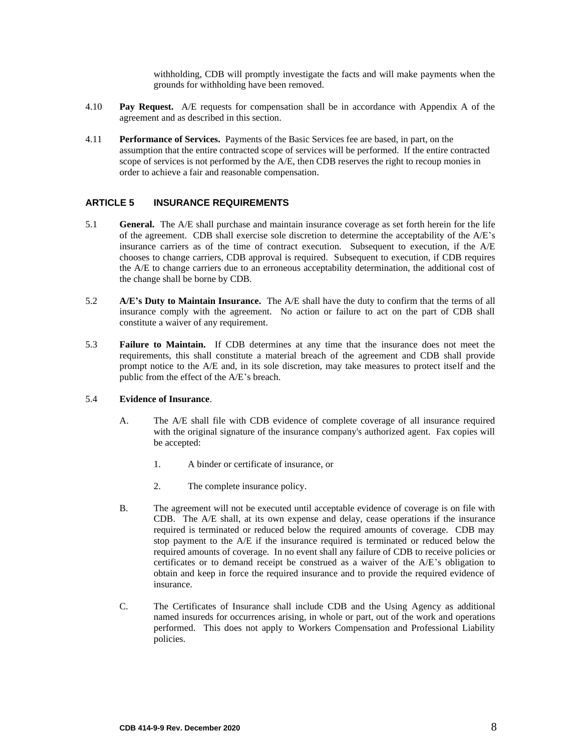withholding, CDB will promptly investigate the facts and will make payments when the grounds for withholding have been removed.

4.10 **Pay Request.** A/E requests for compensation shall be in accordance with Appendix A of the agreement and as described in this section.

4.11 **Performance of Services.** Payments of the Basic Services fee are based, in part, on the assumption that the entire contracted scope of services will be performed. If the entire contracted scope of services is not performed by the A/E, then CDB reserves the right to recoup monies in order to achieve a fair and reasonable compensation.

## ARTICLE 5 INSURANCE REQUIREMENTS

5.1 **General.** The A/E shall purchase and maintain insurance coverage as set forth herein for the life of the agreement. CDB shall exercise sole discretion to determine the acceptability of the A/E's insurance carriers as of the time of contract execution. Subsequent to execution, if the A/E chooses to change carriers, CDB approval is required. Subsequent to execution, if CDB requires the A/E to change carriers due to an erroneous acceptability determination, the additional cost of the change shall be borne by CDB.

5.2 **A/E's Duty to Maintain Insurance.** The A/E shall have the duty to confirm that the terms of all insurance comply with the agreement. No action or failure to act on the part of CDB shall constitute a waiver of any requirement.

5.3 **Failure to Maintain.** If CDB determines at any time that the insurance does not meet the requirements, this shall constitute a material breach of the agreement and CDB shall provide prompt notice to the A/E and, in its sole discretion, may take measures to protect itself and the public from the effect of the A/E's breach.

5.4 **Evidence of Insurance**.

A. The A/E shall file with CDB evidence of complete coverage of all insurance required with the original signature of the insurance company's authorized agent. Fax copies will be accepted:

1. A binder or certificate of insurance, or

2. The complete insurance policy.

B. The agreement will not be executed until acceptable evidence of coverage is on file with CDB. The A/E shall, at its own expense and delay, cease operations if the insurance required is terminated or reduced below the required amounts of coverage. CDB may stop payment to the A/E if the insurance required is terminated or reduced below the required amounts of coverage. In no event shall any failure of CDB to receive policies or certificates or to demand receipt be construed as a waiver of the A/E's obligation to obtain and keep in force the required insurance and to provide the required evidence of insurance.

C. The Certificates of Insurance shall include CDB and the Using Agency as additional named insureds for occurrences arising, in whole or part, out of the work and operations performed. This does not apply to Workers Compensation and Professional Liability policies.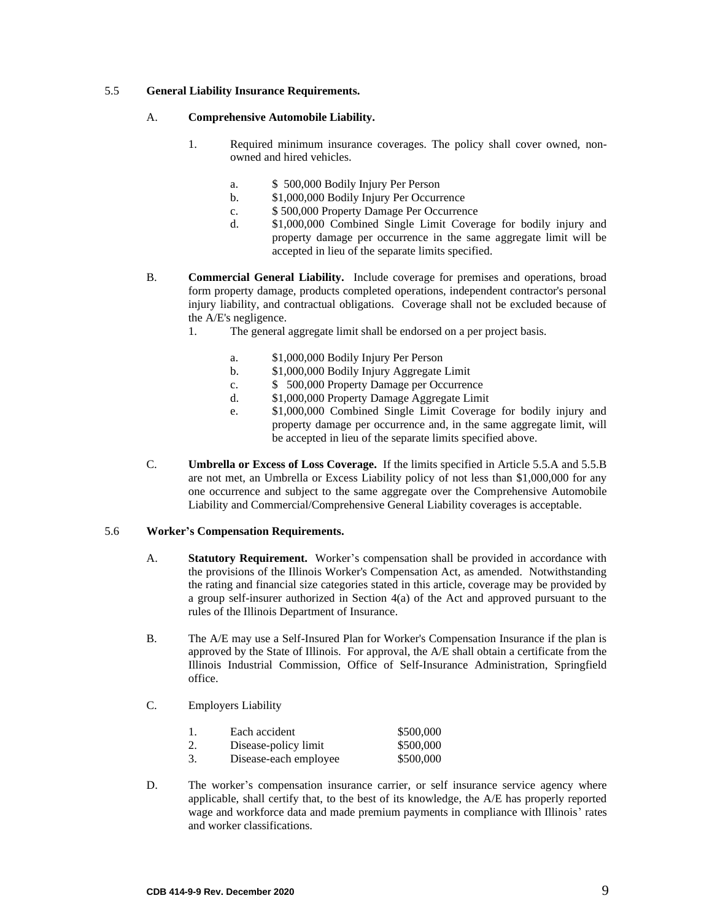5.5 **General Liability Insurance Requirements.**

A. **Comprehensive Automobile Liability.**

1. Required minimum insurance coverages. The policy shall cover owned, non-owned and hired vehicles.

   a. $ 500,000 Bodily Injury Per Person
   b. $1,000,000 Bodily Injury Per Occurrence
   c. $ 500,000 Property Damage Per Occurrence
   d. $1,000,000 Combined Single Limit Coverage for bodily injury and property damage per occurrence in the same aggregate limit will be accepted in lieu of the separate limits specified.

B. **Commercial General Liability.** Include coverage for premises and operations, broad form property damage, products completed operations, independent contractor's personal injury liability, and contractual obligations. Coverage shall not be excluded because of the A/E's negligence.

1. The general aggregate limit shall be endorsed on a per project basis.

   a. $1,000,000 Bodily Injury Per Person
   b. $1,000,000 Bodily Injury Aggregate Limit
   c. $ 500,000 Property Damage per Occurrence
   d. $1,000,000 Property Damage Aggregate Limit
   e. $1,000,000 Combined Single Limit Coverage for bodily injury and property damage per occurrence and, in the same aggregate limit, will be accepted in lieu of the separate limits specified above.

C. **Umbrella or Excess of Loss Coverage.** If the limits specified in Article 5.5.A and 5.5.B are not met, an Umbrella or Excess Liability policy of not less than $1,000,000 for any one occurrence and subject to the same aggregate over the Comprehensive Automobile Liability and Commercial/Comprehensive General Liability coverages is acceptable.

5.6 **Worker's Compensation Requirements.**

A. **Statutory Requirement.** Worker's compensation shall be provided in accordance with the provisions of the Illinois Worker's Compensation Act, as amended. Notwithstanding the rating and financial size categories stated in this article, coverage may be provided by a group self-insurer authorized in Section 4(a) of the Act and approved pursuant to the rules of the Illinois Department of Insurance.

B. The A/E may use a Self-Insured Plan for Worker's Compensation Insurance if the plan is approved by the State of Illinois. For approval, the A/E shall obtain a certificate from the Illinois Industrial Commission, Office of Self-Insurance Administration, Springfield office.

C. Employers Liability

| | | |
|---|---|---|
| 1. | Each accident | $500,000 |
| 2. | Disease-policy limit | $500,000 |
| 3. | Disease-each employee | $500,000 |

D. The worker's compensation insurance carrier, or self insurance service agency where applicable, shall certify that, to the best of its knowledge, the A/E has properly reported wage and workforce data and made premium payments in compliance with Illinois' rates and worker classifications.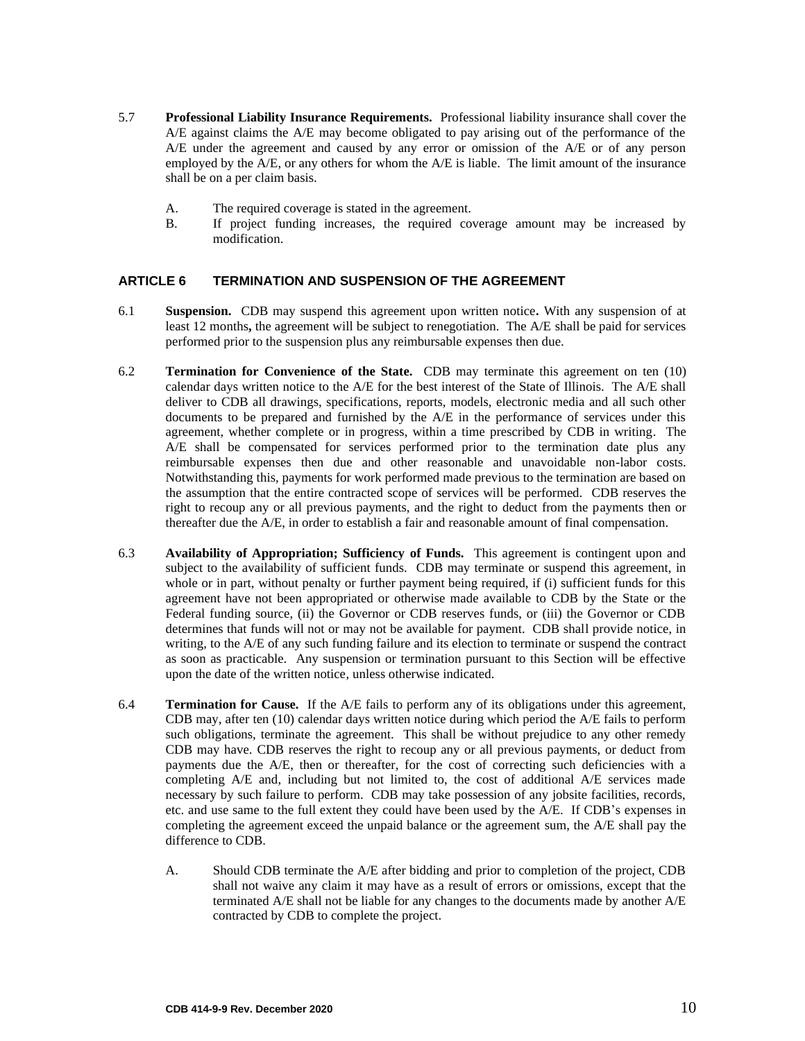5.7 **Professional Liability Insurance Requirements.** Professional liability insurance shall cover the A/E against claims the A/E may become obligated to pay arising out of the performance of the A/E under the agreement and caused by any error or omission of the A/E or of any person employed by the A/E, or any others for whom the A/E is liable. The limit amount of the insurance shall be on a per claim basis.

   A. The required coverage is stated in the agreement.

   B. If project funding increases, the required coverage amount may be increased by modification.

## ARTICLE 6 TERMINATION AND SUSPENSION OF THE AGREEMENT

6.1 **Suspension.** CDB may suspend this agreement upon written notice**.** With any suspension of at least 12 months**,** the agreement will be subject to renegotiation. The A/E shall be paid for services performed prior to the suspension plus any reimbursable expenses then due.

6.2 **Termination for Convenience of the State.** CDB may terminate this agreement on ten (10) calendar days written notice to the A/E for the best interest of the State of Illinois. The A/E shall deliver to CDB all drawings, specifications, reports, models, electronic media and all such other documents to be prepared and furnished by the A/E in the performance of services under this agreement, whether complete or in progress, within a time prescribed by CDB in writing. The A/E shall be compensated for services performed prior to the termination date plus any reimbursable expenses then due and other reasonable and unavoidable non-labor costs. Notwithstanding this, payments for work performed made previous to the termination are based on the assumption that the entire contracted scope of services will be performed. CDB reserves the right to recoup any or all previous payments, and the right to deduct from the payments then or thereafter due the A/E, in order to establish a fair and reasonable amount of final compensation.

6.3 **Availability of Appropriation; Sufficiency of Funds.** This agreement is contingent upon and subject to the availability of sufficient funds. CDB may terminate or suspend this agreement, in whole or in part, without penalty or further payment being required, if (i) sufficient funds for this agreement have not been appropriated or otherwise made available to CDB by the State or the Federal funding source, (ii) the Governor or CDB reserves funds, or (iii) the Governor or CDB determines that funds will not or may not be available for payment. CDB shall provide notice, in writing, to the A/E of any such funding failure and its election to terminate or suspend the contract as soon as practicable. Any suspension or termination pursuant to this Section will be effective upon the date of the written notice, unless otherwise indicated.

6.4 **Termination for Cause.** If the A/E fails to perform any of its obligations under this agreement, CDB may, after ten (10) calendar days written notice during which period the A/E fails to perform such obligations, terminate the agreement. This shall be without prejudice to any other remedy CDB may have. CDB reserves the right to recoup any or all previous payments, or deduct from payments due the A/E, then or thereafter, for the cost of correcting such deficiencies with a completing A/E and, including but not limited to, the cost of additional A/E services made necessary by such failure to perform. CDB may take possession of any jobsite facilities, records, etc. and use same to the full extent they could have been used by the A/E. If CDB's expenses in completing the agreement exceed the unpaid balance or the agreement sum, the A/E shall pay the difference to CDB.

   A. Should CDB terminate the A/E after bidding and prior to completion of the project, CDB shall not waive any claim it may have as a result of errors or omissions, except that the terminated A/E shall not be liable for any changes to the documents made by another A/E contracted by CDB to complete the project.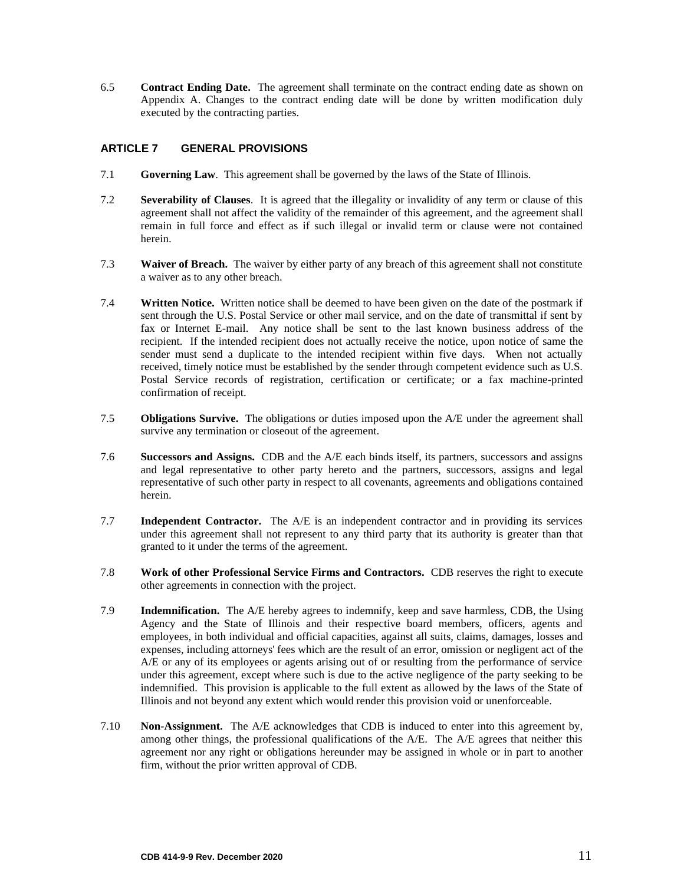6.5 **Contract Ending Date.** The agreement shall terminate on the contract ending date as shown on Appendix A. Changes to the contract ending date will be done by written modification duly executed by the contracting parties.

## ARTICLE 7 GENERAL PROVISIONS

7.1 **Governing Law**. This agreement shall be governed by the laws of the State of Illinois.

7.2 **Severability of Clauses**. It is agreed that the illegality or invalidity of any term or clause of this agreement shall not affect the validity of the remainder of this agreement, and the agreement shall remain in full force and effect as if such illegal or invalid term or clause were not contained herein.

7.3 **Waiver of Breach.** The waiver by either party of any breach of this agreement shall not constitute a waiver as to any other breach.

7.4 **Written Notice.** Written notice shall be deemed to have been given on the date of the postmark if sent through the U.S. Postal Service or other mail service, and on the date of transmittal if sent by fax or Internet E-mail. Any notice shall be sent to the last known business address of the recipient. If the intended recipient does not actually receive the notice, upon notice of same the sender must send a duplicate to the intended recipient within five days. When not actually received, timely notice must be established by the sender through competent evidence such as U.S. Postal Service records of registration, certification or certificate; or a fax machine-printed confirmation of receipt.

7.5 **Obligations Survive.** The obligations or duties imposed upon the A/E under the agreement shall survive any termination or closeout of the agreement.

7.6 **Successors and Assigns.** CDB and the A/E each binds itself, its partners, successors and assigns and legal representative to other party hereto and the partners, successors, assigns and legal representative of such other party in respect to all covenants, agreements and obligations contained herein.

7.7 **Independent Contractor.** The A/E is an independent contractor and in providing its services under this agreement shall not represent to any third party that its authority is greater than that granted to it under the terms of the agreement.

7.8 **Work of other Professional Service Firms and Contractors.** CDB reserves the right to execute other agreements in connection with the project.

7.9 **Indemnification.** The A/E hereby agrees to indemnify, keep and save harmless, CDB, the Using Agency and the State of Illinois and their respective board members, officers, agents and employees, in both individual and official capacities, against all suits, claims, damages, losses and expenses, including attorneys' fees which are the result of an error, omission or negligent act of the A/E or any of its employees or agents arising out of or resulting from the performance of service under this agreement, except where such is due to the active negligence of the party seeking to be indemnified. This provision is applicable to the full extent as allowed by the laws of the State of Illinois and not beyond any extent which would render this provision void or unenforceable.

7.10 **Non-Assignment.** The A/E acknowledges that CDB is induced to enter into this agreement by, among other things, the professional qualifications of the A/E. The A/E agrees that neither this agreement nor any right or obligations hereunder may be assigned in whole or in part to another firm, without the prior written approval of CDB.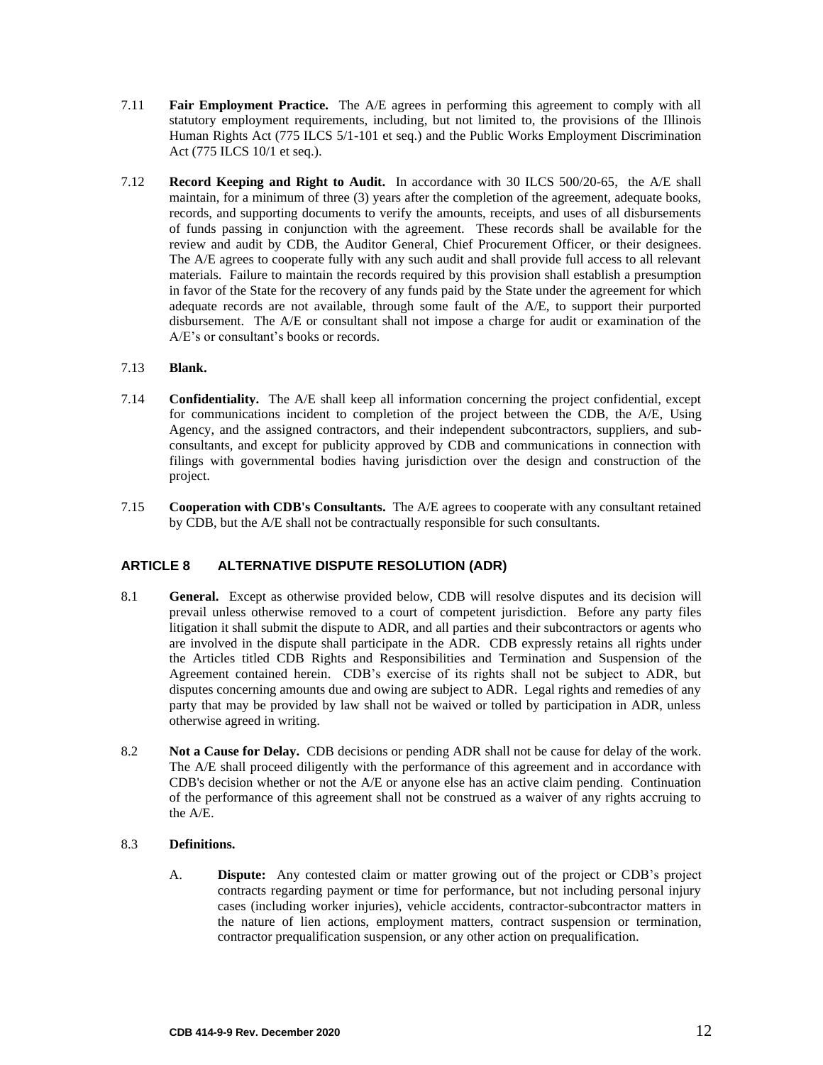7.11 **Fair Employment Practice.** The A/E agrees in performing this agreement to comply with all statutory employment requirements, including, but not limited to, the provisions of the Illinois Human Rights Act (775 ILCS 5/1-101 et seq.) and the Public Works Employment Discrimination Act (775 ILCS 10/1 et seq.).

7.12 **Record Keeping and Right to Audit.** In accordance with 30 ILCS 500/20-65, the A/E shall maintain, for a minimum of three (3) years after the completion of the agreement, adequate books, records, and supporting documents to verify the amounts, receipts, and uses of all disbursements of funds passing in conjunction with the agreement. These records shall be available for the review and audit by CDB, the Auditor General, Chief Procurement Officer, or their designees. The A/E agrees to cooperate fully with any such audit and shall provide full access to all relevant materials. Failure to maintain the records required by this provision shall establish a presumption in favor of the State for the recovery of any funds paid by the State under the agreement for which adequate records are not available, through some fault of the A/E, to support their purported disbursement. The A/E or consultant shall not impose a charge for audit or examination of the A/E's or consultant's books or records.

7.13 **Blank.**

7.14 **Confidentiality.** The A/E shall keep all information concerning the project confidential, except for communications incident to completion of the project between the CDB, the A/E, Using Agency, and the assigned contractors, and their independent subcontractors, suppliers, and sub-consultants, and except for publicity approved by CDB and communications in connection with filings with governmental bodies having jurisdiction over the design and construction of the project.

7.15 **Cooperation with CDB's Consultants.** The A/E agrees to cooperate with any consultant retained by CDB, but the A/E shall not be contractually responsible for such consultants.

## ARTICLE 8 ALTERNATIVE DISPUTE RESOLUTION (ADR)

8.1 **General.** Except as otherwise provided below, CDB will resolve disputes and its decision will prevail unless otherwise removed to a court of competent jurisdiction. Before any party files litigation it shall submit the dispute to ADR, and all parties and their subcontractors or agents who are involved in the dispute shall participate in the ADR. CDB expressly retains all rights under the Articles titled CDB Rights and Responsibilities and Termination and Suspension of the Agreement contained herein. CDB's exercise of its rights shall not be subject to ADR, but disputes concerning amounts due and owing are subject to ADR. Legal rights and remedies of any party that may be provided by law shall not be waived or tolled by participation in ADR, unless otherwise agreed in writing.

8.2 **Not a Cause for Delay.** CDB decisions or pending ADR shall not be cause for delay of the work. The A/E shall proceed diligently with the performance of this agreement and in accordance with CDB's decision whether or not the A/E or anyone else has an active claim pending. Continuation of the performance of this agreement shall not be construed as a waiver of any rights accruing to the A/E.

8.3 **Definitions.**

A. **Dispute:** Any contested claim or matter growing out of the project or CDB's project contracts regarding payment or time for performance, but not including personal injury cases (including worker injuries), vehicle accidents, contractor-subcontractor matters in the nature of lien actions, employment matters, contract suspension or termination, contractor prequalification suspension, or any other action on prequalification.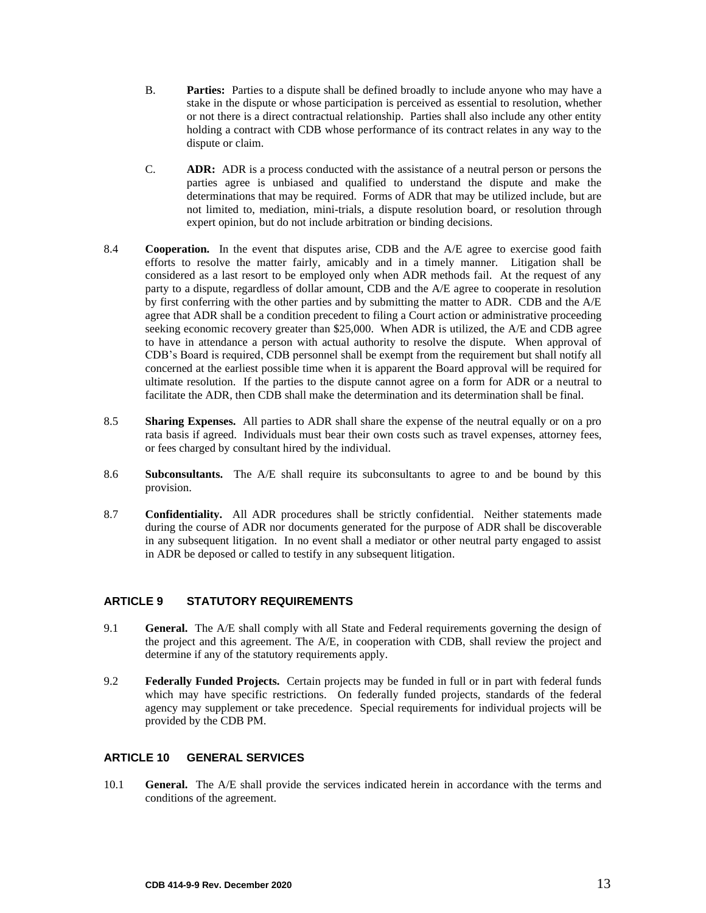B. **Parties:** Parties to a dispute shall be defined broadly to include anyone who may have a stake in the dispute or whose participation is perceived as essential to resolution, whether or not there is a direct contractual relationship. Parties shall also include any other entity holding a contract with CDB whose performance of its contract relates in any way to the dispute or claim.

C. **ADR:** ADR is a process conducted with the assistance of a neutral person or persons the parties agree is unbiased and qualified to understand the dispute and make the determinations that may be required. Forms of ADR that may be utilized include, but are not limited to, mediation, mini-trials, a dispute resolution board, or resolution through expert opinion, but do not include arbitration or binding decisions.

8.4 **Cooperation.** In the event that disputes arise, CDB and the A/E agree to exercise good faith efforts to resolve the matter fairly, amicably and in a timely manner. Litigation shall be considered as a last resort to be employed only when ADR methods fail. At the request of any party to a dispute, regardless of dollar amount, CDB and the A/E agree to cooperate in resolution by first conferring with the other parties and by submitting the matter to ADR. CDB and the A/E agree that ADR shall be a condition precedent to filing a Court action or administrative proceeding seeking economic recovery greater than $25,000. When ADR is utilized, the A/E and CDB agree to have in attendance a person with actual authority to resolve the dispute. When approval of CDB's Board is required, CDB personnel shall be exempt from the requirement but shall notify all concerned at the earliest possible time when it is apparent the Board approval will be required for ultimate resolution. If the parties to the dispute cannot agree on a form for ADR or a neutral to facilitate the ADR, then CDB shall make the determination and its determination shall be final.

8.5 **Sharing Expenses.** All parties to ADR shall share the expense of the neutral equally or on a pro rata basis if agreed. Individuals must bear their own costs such as travel expenses, attorney fees, or fees charged by consultant hired by the individual.

8.6 **Subconsultants.** The A/E shall require its subconsultants to agree to and be bound by this provision.

8.7 **Confidentiality.** All ADR procedures shall be strictly confidential. Neither statements made during the course of ADR nor documents generated for the purpose of ADR shall be discoverable in any subsequent litigation. In no event shall a mediator or other neutral party engaged to assist in ADR be deposed or called to testify in any subsequent litigation.

## ARTICLE 9 STATUTORY REQUIREMENTS

9.1 **General.** The A/E shall comply with all State and Federal requirements governing the design of the project and this agreement. The A/E, in cooperation with CDB, shall review the project and determine if any of the statutory requirements apply.

9.2 **Federally Funded Projects.** Certain projects may be funded in full or in part with federal funds which may have specific restrictions. On federally funded projects, standards of the federal agency may supplement or take precedence. Special requirements for individual projects will be provided by the CDB PM.

## ARTICLE 10 GENERAL SERVICES

10.1 **General.** The A/E shall provide the services indicated herein in accordance with the terms and conditions of the agreement.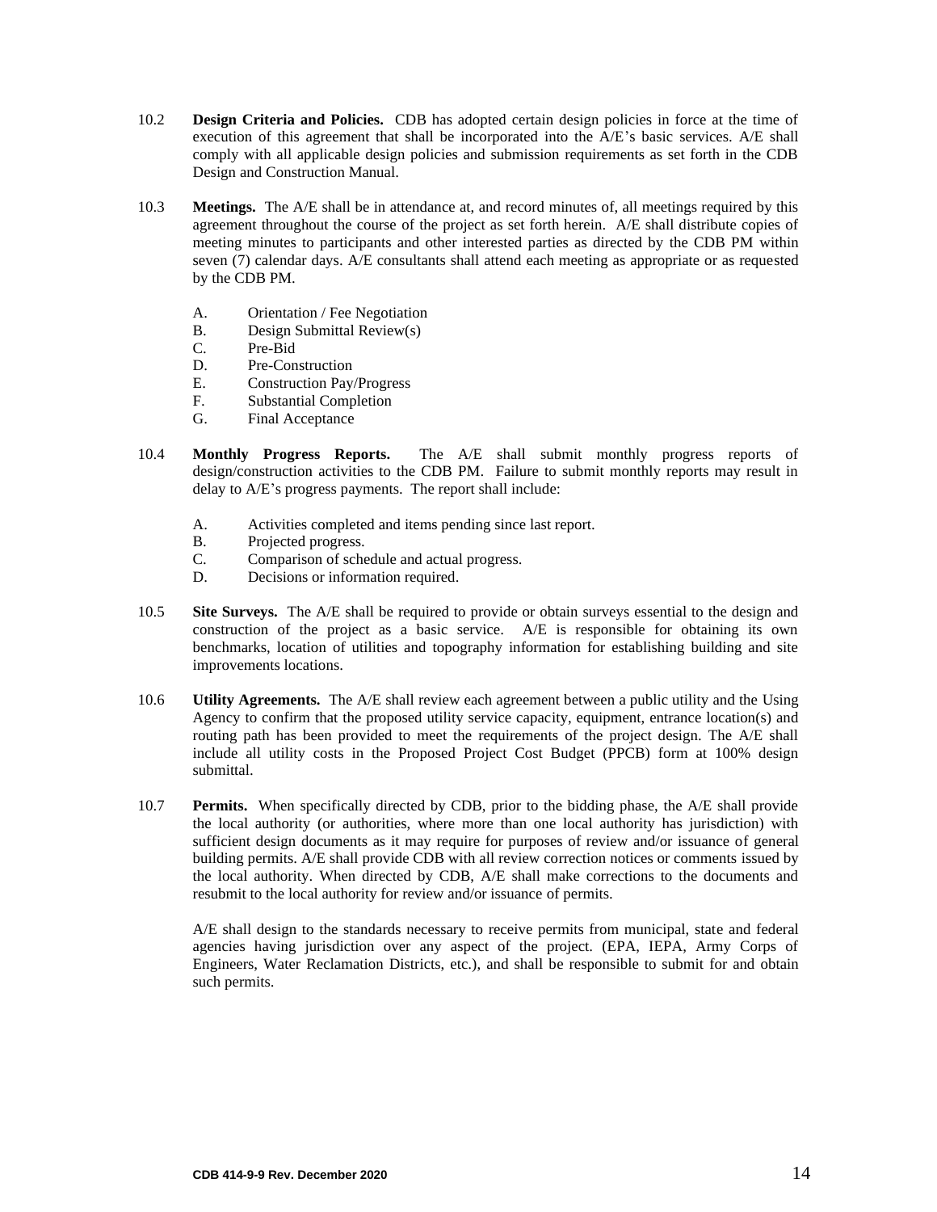10.2 **Design Criteria and Policies.** CDB has adopted certain design policies in force at the time of execution of this agreement that shall be incorporated into the A/E's basic services. A/E shall comply with all applicable design policies and submission requirements as set forth in the CDB Design and Construction Manual.

10.3 **Meetings.** The A/E shall be in attendance at, and record minutes of, all meetings required by this agreement throughout the course of the project as set forth herein. A/E shall distribute copies of meeting minutes to participants and other interested parties as directed by the CDB PM within seven (7) calendar days. A/E consultants shall attend each meeting as appropriate or as requested by the CDB PM.

- A. Orientation / Fee Negotiation
- B. Design Submittal Review(s)
- C. Pre-Bid
- D. Pre-Construction
- E. Construction Pay/Progress
- F. Substantial Completion
- G. Final Acceptance

10.4 **Monthly Progress Reports.** The A/E shall submit monthly progress reports of design/construction activities to the CDB PM. Failure to submit monthly reports may result in delay to A/E's progress payments. The report shall include:

- A. Activities completed and items pending since last report.
- B. Projected progress.
- C. Comparison of schedule and actual progress.
- D. Decisions or information required.

10.5 **Site Surveys.** The A/E shall be required to provide or obtain surveys essential to the design and construction of the project as a basic service. A/E is responsible for obtaining its own benchmarks, location of utilities and topography information for establishing building and site improvements locations.

10.6 **Utility Agreements.** The A/E shall review each agreement between a public utility and the Using Agency to confirm that the proposed utility service capacity, equipment, entrance location(s) and routing path has been provided to meet the requirements of the project design. The A/E shall include all utility costs in the Proposed Project Cost Budget (PPCB) form at 100% design submittal.

10.7 **Permits.** When specifically directed by CDB, prior to the bidding phase, the A/E shall provide the local authority (or authorities, where more than one local authority has jurisdiction) with sufficient design documents as it may require for purposes of review and/or issuance of general building permits. A/E shall provide CDB with all review correction notices or comments issued by the local authority. When directed by CDB, A/E shall make corrections to the documents and resubmit to the local authority for review and/or issuance of permits.

A/E shall design to the standards necessary to receive permits from municipal, state and federal agencies having jurisdiction over any aspect of the project. (EPA, IEPA, Army Corps of Engineers, Water Reclamation Districts, etc.), and shall be responsible to submit for and obtain such permits.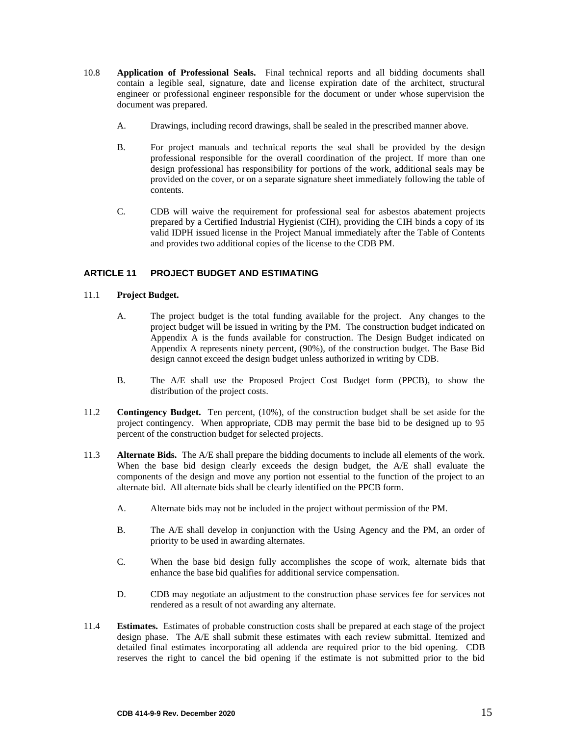10.8 **Application of Professional Seals.** Final technical reports and all bidding documents shall contain a legible seal, signature, date and license expiration date of the architect, structural engineer or professional engineer responsible for the document or under whose supervision the document was prepared.

A. Drawings, including record drawings, shall be sealed in the prescribed manner above.

B. For project manuals and technical reports the seal shall be provided by the design professional responsible for the overall coordination of the project. If more than one design professional has responsibility for portions of the work, additional seals may be provided on the cover, or on a separate signature sheet immediately following the table of contents.

C. CDB will waive the requirement for professional seal for asbestos abatement projects prepared by a Certified Industrial Hygienist (CIH), providing the CIH binds a copy of its valid IDPH issued license in the Project Manual immediately after the Table of Contents and provides two additional copies of the license to the CDB PM.

## ARTICLE 11 PROJECT BUDGET AND ESTIMATING

11.1 **Project Budget.**

A. The project budget is the total funding available for the project. Any changes to the project budget will be issued in writing by the PM. The construction budget indicated on Appendix A is the funds available for construction. The Design Budget indicated on Appendix A represents ninety percent, (90%), of the construction budget. The Base Bid design cannot exceed the design budget unless authorized in writing by CDB.

B. The A/E shall use the Proposed Project Cost Budget form (PPCB), to show the distribution of the project costs.

11.2 **Contingency Budget.** Ten percent, (10%), of the construction budget shall be set aside for the project contingency. When appropriate, CDB may permit the base bid to be designed up to 95 percent of the construction budget for selected projects.

11.3 **Alternate Bids.** The A/E shall prepare the bidding documents to include all elements of the work. When the base bid design clearly exceeds the design budget, the A/E shall evaluate the components of the design and move any portion not essential to the function of the project to an alternate bid. All alternate bids shall be clearly identified on the PPCB form.

A. Alternate bids may not be included in the project without permission of the PM.

B. The A/E shall develop in conjunction with the Using Agency and the PM, an order of priority to be used in awarding alternates.

C. When the base bid design fully accomplishes the scope of work, alternate bids that enhance the base bid qualifies for additional service compensation.

D. CDB may negotiate an adjustment to the construction phase services fee for services not rendered as a result of not awarding any alternate.

11.4 **Estimates.** Estimates of probable construction costs shall be prepared at each stage of the project design phase. The A/E shall submit these estimates with each review submittal. Itemized and detailed final estimates incorporating all addenda are required prior to the bid opening. CDB reserves the right to cancel the bid opening if the estimate is not submitted prior to the bid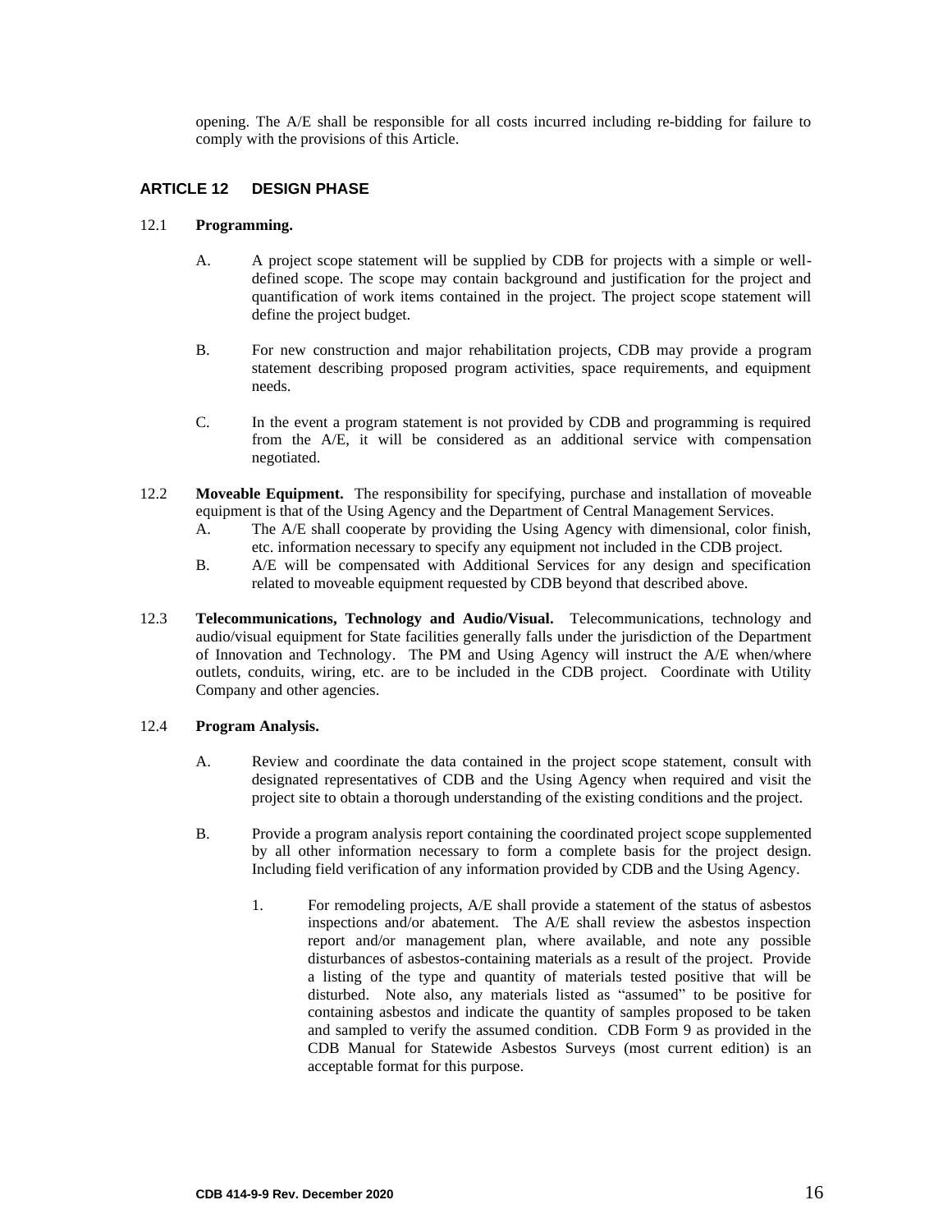opening. The A/E shall be responsible for all costs incurred including re-bidding for failure to comply with the provisions of this Article.

## ARTICLE 12 DESIGN PHASE

12.1 **Programming.**

A. A project scope statement will be supplied by CDB for projects with a simple or well-defined scope. The scope may contain background and justification for the project and quantification of work items contained in the project. The project scope statement will define the project budget.

B. For new construction and major rehabilitation projects, CDB may provide a program statement describing proposed program activities, space requirements, and equipment needs.

C. In the event a program statement is not provided by CDB and programming is required from the A/E, it will be considered as an additional service with compensation negotiated.

12.2 **Moveable Equipment.** The responsibility for specifying, purchase and installation of moveable equipment is that of the Using Agency and the Department of Central Management Services.

A. The A/E shall cooperate by providing the Using Agency with dimensional, color finish, etc. information necessary to specify any equipment not included in the CDB project.

B. A/E will be compensated with Additional Services for any design and specification related to moveable equipment requested by CDB beyond that described above.

12.3 **Telecommunications, Technology and Audio/Visual.** Telecommunications, technology and audio/visual equipment for State facilities generally falls under the jurisdiction of the Department of Innovation and Technology. The PM and Using Agency will instruct the A/E when/where outlets, conduits, wiring, etc. are to be included in the CDB project. Coordinate with Utility Company and other agencies.

12.4 **Program Analysis.**

A. Review and coordinate the data contained in the project scope statement, consult with designated representatives of CDB and the Using Agency when required and visit the project site to obtain a thorough understanding of the existing conditions and the project.

B. Provide a program analysis report containing the coordinated project scope supplemented by all other information necessary to form a complete basis for the project design. Including field verification of any information provided by CDB and the Using Agency.

1. For remodeling projects, A/E shall provide a statement of the status of asbestos inspections and/or abatement. The A/E shall review the asbestos inspection report and/or management plan, where available, and note any possible disturbances of asbestos-containing materials as a result of the project. Provide a listing of the type and quantity of materials tested positive that will be disturbed. Note also, any materials listed as "assumed" to be positive for containing asbestos and indicate the quantity of samples proposed to be taken and sampled to verify the assumed condition. CDB Form 9 as provided in the CDB Manual for Statewide Asbestos Surveys (most current edition) is an acceptable format for this purpose.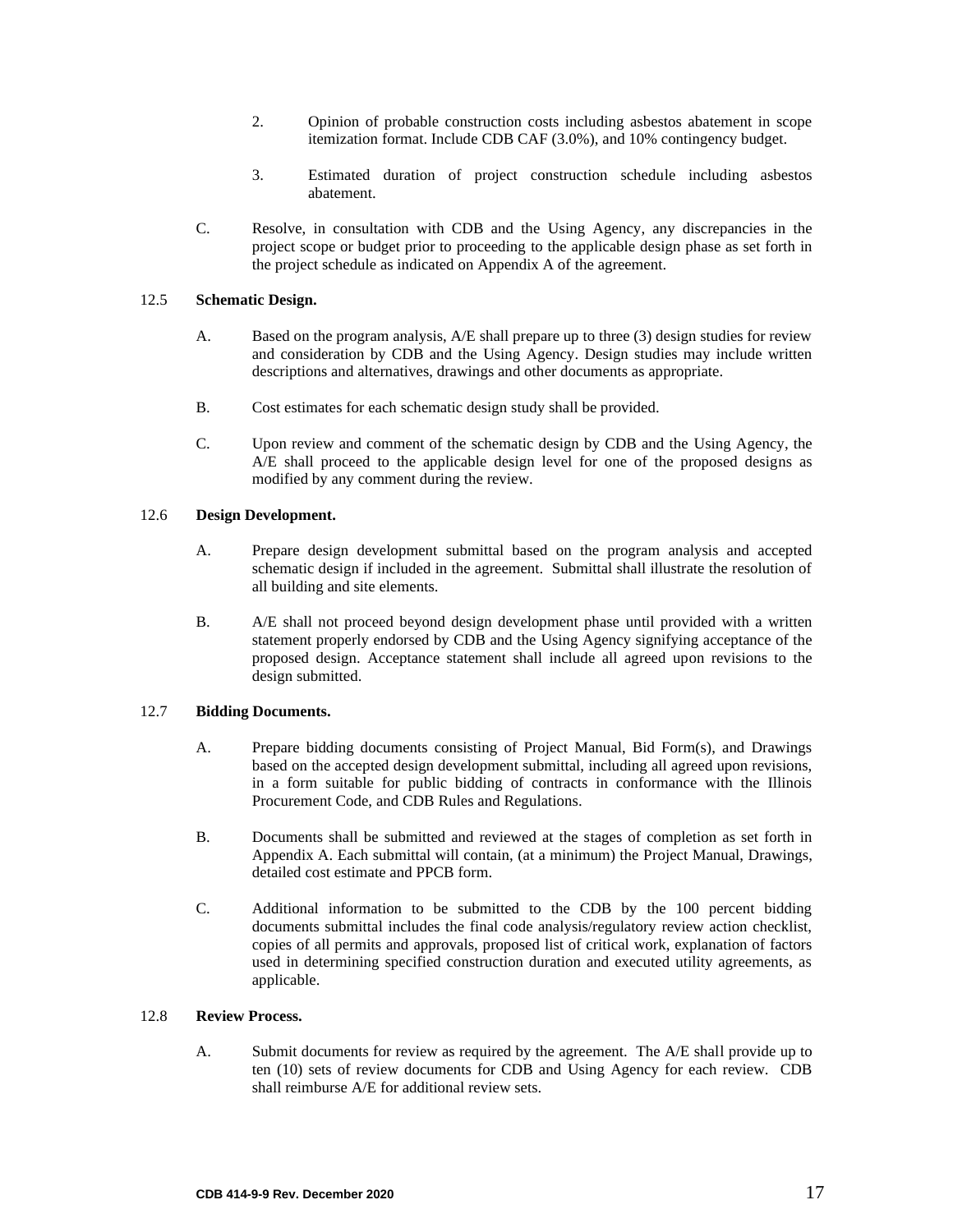2. Opinion of probable construction costs including asbestos abatement in scope itemization format. Include CDB CAF (3.0%), and 10% contingency budget.

3. Estimated duration of project construction schedule including asbestos abatement.

C. Resolve, in consultation with CDB and the Using Agency, any discrepancies in the project scope or budget prior to proceeding to the applicable design phase as set forth in the project schedule as indicated on Appendix A of the agreement.

12.5 **Schematic Design.**

A. Based on the program analysis, A/E shall prepare up to three (3) design studies for review and consideration by CDB and the Using Agency. Design studies may include written descriptions and alternatives, drawings and other documents as appropriate.

B. Cost estimates for each schematic design study shall be provided.

C. Upon review and comment of the schematic design by CDB and the Using Agency, the A/E shall proceed to the applicable design level for one of the proposed designs as modified by any comment during the review.

12.6 **Design Development.**

A. Prepare design development submittal based on the program analysis and accepted schematic design if included in the agreement. Submittal shall illustrate the resolution of all building and site elements.

B. A/E shall not proceed beyond design development phase until provided with a written statement properly endorsed by CDB and the Using Agency signifying acceptance of the proposed design. Acceptance statement shall include all agreed upon revisions to the design submitted.

12.7 **Bidding Documents.**

A. Prepare bidding documents consisting of Project Manual, Bid Form(s), and Drawings based on the accepted design development submittal, including all agreed upon revisions, in a form suitable for public bidding of contracts in conformance with the Illinois Procurement Code, and CDB Rules and Regulations.

B. Documents shall be submitted and reviewed at the stages of completion as set forth in Appendix A. Each submittal will contain, (at a minimum) the Project Manual, Drawings, detailed cost estimate and PPCB form.

C. Additional information to be submitted to the CDB by the 100 percent bidding documents submittal includes the final code analysis/regulatory review action checklist, copies of all permits and approvals, proposed list of critical work, explanation of factors used in determining specified construction duration and executed utility agreements, as applicable.

12.8 **Review Process.**

A. Submit documents for review as required by the agreement. The A/E shall provide up to ten (10) sets of review documents for CDB and Using Agency for each review. CDB shall reimburse A/E for additional review sets.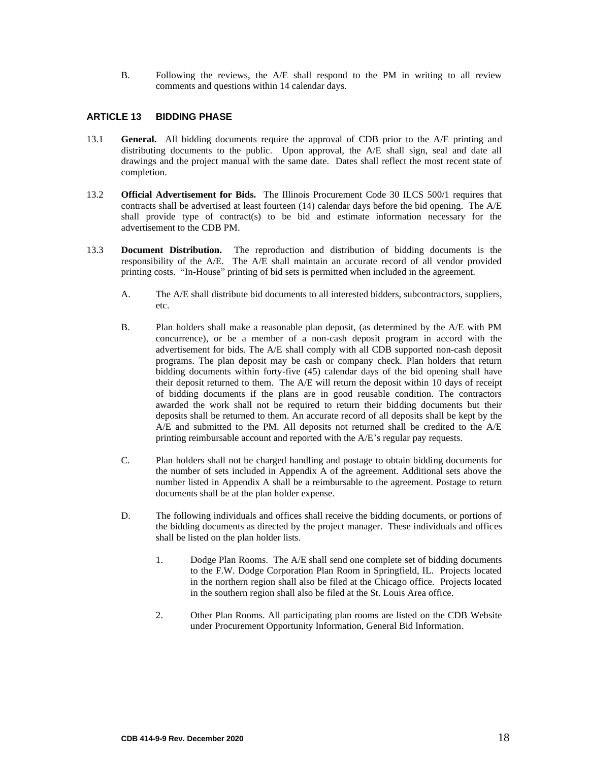B. Following the reviews, the A/E shall respond to the PM in writing to all review comments and questions within 14 calendar days.

## ARTICLE 13 BIDDING PHASE

13.1 **General.** All bidding documents require the approval of CDB prior to the A/E printing and distributing documents to the public. Upon approval, the A/E shall sign, seal and date all drawings and the project manual with the same date. Dates shall reflect the most recent state of completion.

13.2 **Official Advertisement for Bids.** The Illinois Procurement Code 30 ILCS 500/1 requires that contracts shall be advertised at least fourteen (14) calendar days before the bid opening. The A/E shall provide type of contract(s) to be bid and estimate information necessary for the advertisement to the CDB PM.

13.3 **Document Distribution.** The reproduction and distribution of bidding documents is the responsibility of the A/E. The A/E shall maintain an accurate record of all vendor provided printing costs. "In-House" printing of bid sets is permitted when included in the agreement.

A. The A/E shall distribute bid documents to all interested bidders, subcontractors, suppliers, etc.

B. Plan holders shall make a reasonable plan deposit, (as determined by the A/E with PM concurrence), or be a member of a non-cash deposit program in accord with the advertisement for bids. The A/E shall comply with all CDB supported non-cash deposit programs. The plan deposit may be cash or company check. Plan holders that return bidding documents within forty-five (45) calendar days of the bid opening shall have their deposit returned to them. The A/E will return the deposit within 10 days of receipt of bidding documents if the plans are in good reusable condition. The contractors awarded the work shall not be required to return their bidding documents but their deposits shall be returned to them. An accurate record of all deposits shall be kept by the A/E and submitted to the PM. All deposits not returned shall be credited to the A/E printing reimbursable account and reported with the A/E's regular pay requests.

C. Plan holders shall not be charged handling and postage to obtain bidding documents for the number of sets included in Appendix A of the agreement. Additional sets above the number listed in Appendix A shall be a reimbursable to the agreement. Postage to return documents shall be at the plan holder expense.

D. The following individuals and offices shall receive the bidding documents, or portions of the bidding documents as directed by the project manager. These individuals and offices shall be listed on the plan holder lists.

1. Dodge Plan Rooms. The A/E shall send one complete set of bidding documents to the F.W. Dodge Corporation Plan Room in Springfield, IL. Projects located in the northern region shall also be filed at the Chicago office. Projects located in the southern region shall also be filed at the St. Louis Area office.

2. Other Plan Rooms. All participating plan rooms are listed on the CDB Website under Procurement Opportunity Information, General Bid Information.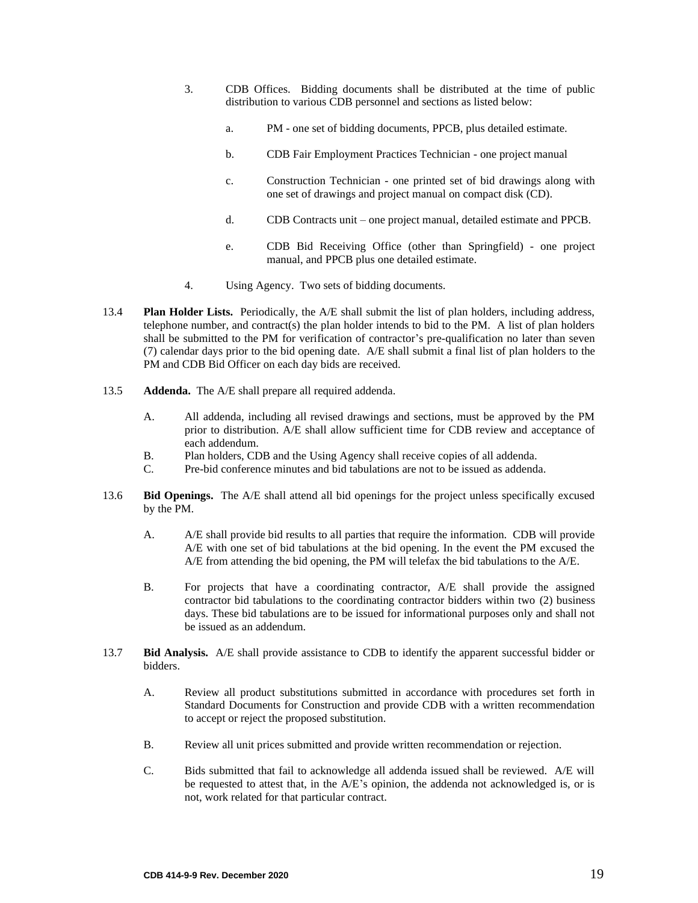3. CDB Offices. Bidding documents shall be distributed at the time of public distribution to various CDB personnel and sections as listed below:

   a. PM - one set of bidding documents, PPCB, plus detailed estimate.

   b. CDB Fair Employment Practices Technician - one project manual

   c. Construction Technician - one printed set of bid drawings along with one set of drawings and project manual on compact disk (CD).

   d. CDB Contracts unit – one project manual, detailed estimate and PPCB.

   e. CDB Bid Receiving Office (other than Springfield) - one project manual, and PPCB plus one detailed estimate.

4. Using Agency. Two sets of bidding documents.

13.4 **Plan Holder Lists.** Periodically, the A/E shall submit the list of plan holders, including address, telephone number, and contract(s) the plan holder intends to bid to the PM. A list of plan holders shall be submitted to the PM for verification of contractor's pre-qualification no later than seven (7) calendar days prior to the bid opening date. A/E shall submit a final list of plan holders to the PM and CDB Bid Officer on each day bids are received.

13.5 **Addenda.** The A/E shall prepare all required addenda.

A. All addenda, including all revised drawings and sections, must be approved by the PM prior to distribution. A/E shall allow sufficient time for CDB review and acceptance of each addendum.

B. Plan holders, CDB and the Using Agency shall receive copies of all addenda.

C. Pre-bid conference minutes and bid tabulations are not to be issued as addenda.

13.6 **Bid Openings.** The A/E shall attend all bid openings for the project unless specifically excused by the PM.

A. A/E shall provide bid results to all parties that require the information. CDB will provide A/E with one set of bid tabulations at the bid opening. In the event the PM excused the A/E from attending the bid opening, the PM will telefax the bid tabulations to the A/E.

B. For projects that have a coordinating contractor, A/E shall provide the assigned contractor bid tabulations to the coordinating contractor bidders within two (2) business days. These bid tabulations are to be issued for informational purposes only and shall not be issued as an addendum.

13.7 **Bid Analysis.** A/E shall provide assistance to CDB to identify the apparent successful bidder or bidders.

A. Review all product substitutions submitted in accordance with procedures set forth in Standard Documents for Construction and provide CDB with a written recommendation to accept or reject the proposed substitution.

B. Review all unit prices submitted and provide written recommendation or rejection.

C. Bids submitted that fail to acknowledge all addenda issued shall be reviewed. A/E will be requested to attest that, in the A/E's opinion, the addenda not acknowledged is, or is not, work related for that particular contract.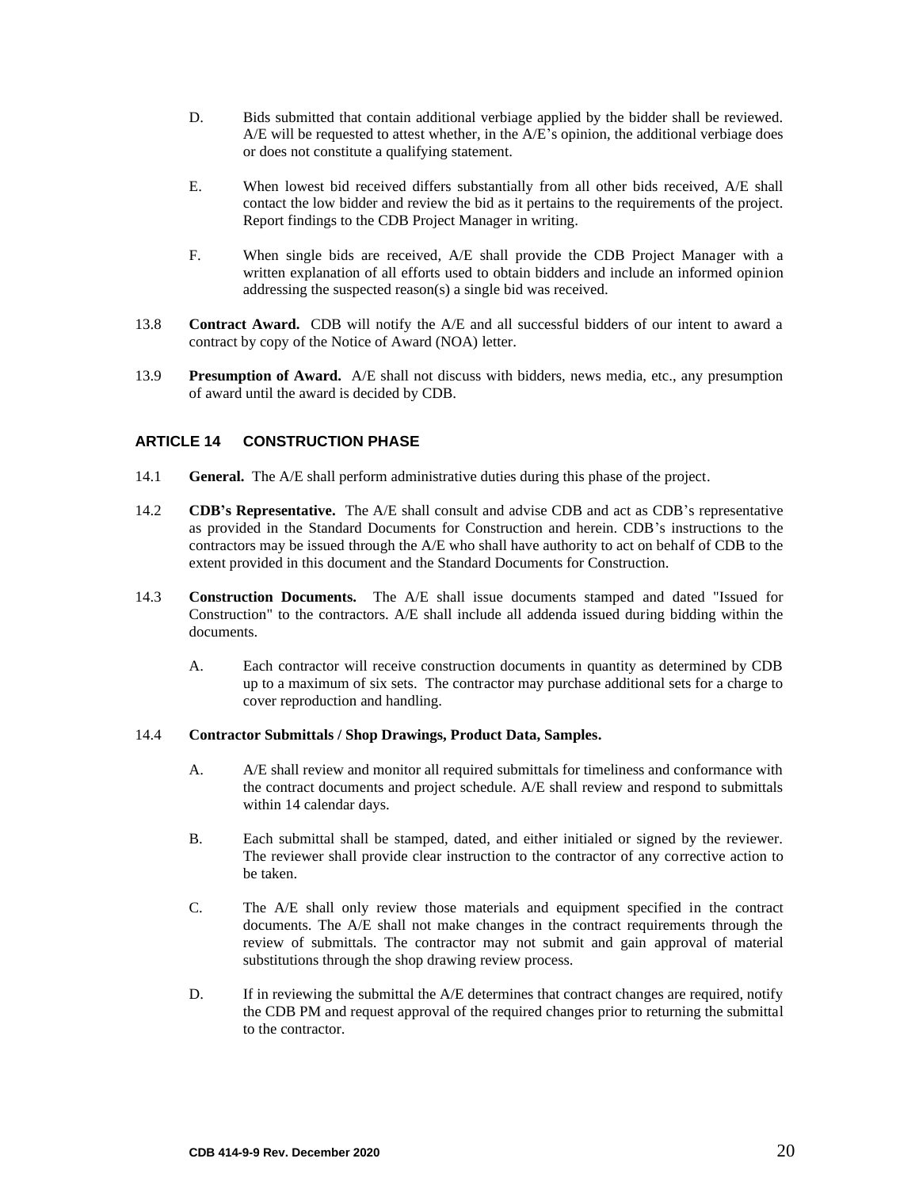D. Bids submitted that contain additional verbiage applied by the bidder shall be reviewed. A/E will be requested to attest whether, in the A/E's opinion, the additional verbiage does or does not constitute a qualifying statement.

E. When lowest bid received differs substantially from all other bids received, A/E shall contact the low bidder and review the bid as it pertains to the requirements of the project. Report findings to the CDB Project Manager in writing.

F. When single bids are received, A/E shall provide the CDB Project Manager with a written explanation of all efforts used to obtain bidders and include an informed opinion addressing the suspected reason(s) a single bid was received.

13.8 **Contract Award.** CDB will notify the A/E and all successful bidders of our intent to award a contract by copy of the Notice of Award (NOA) letter.

13.9 **Presumption of Award.** A/E shall not discuss with bidders, news media, etc., any presumption of award until the award is decided by CDB.

## ARTICLE 14 CONSTRUCTION PHASE

14.1 **General.** The A/E shall perform administrative duties during this phase of the project.

14.2 **CDB's Representative.** The A/E shall consult and advise CDB and act as CDB's representative as provided in the Standard Documents for Construction and herein. CDB's instructions to the contractors may be issued through the A/E who shall have authority to act on behalf of CDB to the extent provided in this document and the Standard Documents for Construction.

14.3 **Construction Documents.** The A/E shall issue documents stamped and dated "Issued for Construction" to the contractors. A/E shall include all addenda issued during bidding within the documents.

A. Each contractor will receive construction documents in quantity as determined by CDB up to a maximum of six sets. The contractor may purchase additional sets for a charge to cover reproduction and handling.

14.4 **Contractor Submittals / Shop Drawings, Product Data, Samples.**

A. A/E shall review and monitor all required submittals for timeliness and conformance with the contract documents and project schedule. A/E shall review and respond to submittals within 14 calendar days.

B. Each submittal shall be stamped, dated, and either initialed or signed by the reviewer. The reviewer shall provide clear instruction to the contractor of any corrective action to be taken.

C. The A/E shall only review those materials and equipment specified in the contract documents. The A/E shall not make changes in the contract requirements through the review of submittals. The contractor may not submit and gain approval of material substitutions through the shop drawing review process.

D. If in reviewing the submittal the A/E determines that contract changes are required, notify the CDB PM and request approval of the required changes prior to returning the submittal to the contractor.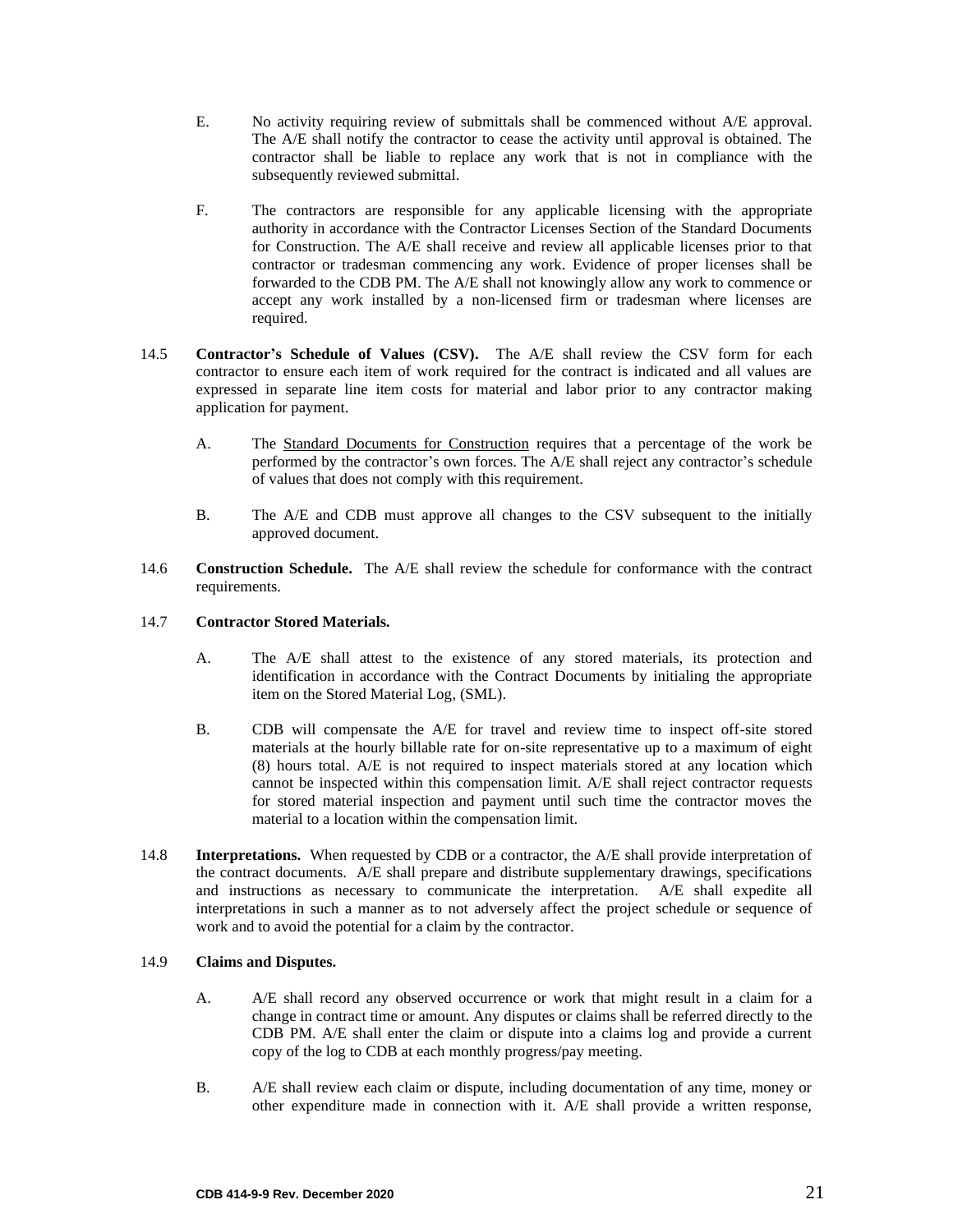E. No activity requiring review of submittals shall be commenced without A/E approval. The A/E shall notify the contractor to cease the activity until approval is obtained. The contractor shall be liable to replace any work that is not in compliance with the subsequently reviewed submittal.

F. The contractors are responsible for any applicable licensing with the appropriate authority in accordance with the Contractor Licenses Section of the Standard Documents for Construction. The A/E shall receive and review all applicable licenses prior to that contractor or tradesman commencing any work. Evidence of proper licenses shall be forwarded to the CDB PM. The A/E shall not knowingly allow any work to commence or accept any work installed by a non-licensed firm or tradesman where licenses are required.

14.5 **Contractor's Schedule of Values (CSV).** The A/E shall review the CSV form for each contractor to ensure each item of work required for the contract is indicated and all values are expressed in separate line item costs for material and labor prior to any contractor making application for payment.

A. The Standard Documents for Construction requires that a percentage of the work be performed by the contractor's own forces. The A/E shall reject any contractor's schedule of values that does not comply with this requirement.

B. The A/E and CDB must approve all changes to the CSV subsequent to the initially approved document.

14.6 **Construction Schedule.** The A/E shall review the schedule for conformance with the contract requirements.

14.7 **Contractor Stored Materials.**

A. The A/E shall attest to the existence of any stored materials, its protection and identification in accordance with the Contract Documents by initialing the appropriate item on the Stored Material Log, (SML).

B. CDB will compensate the A/E for travel and review time to inspect off-site stored materials at the hourly billable rate for on-site representative up to a maximum of eight (8) hours total. A/E is not required to inspect materials stored at any location which cannot be inspected within this compensation limit. A/E shall reject contractor requests for stored material inspection and payment until such time the contractor moves the material to a location within the compensation limit.

14.8 **Interpretations.** When requested by CDB or a contractor, the A/E shall provide interpretation of the contract documents. A/E shall prepare and distribute supplementary drawings, specifications and instructions as necessary to communicate the interpretation. A/E shall expedite all interpretations in such a manner as to not adversely affect the project schedule or sequence of work and to avoid the potential for a claim by the contractor.

14.9 **Claims and Disputes.**

A. A/E shall record any observed occurrence or work that might result in a claim for a change in contract time or amount. Any disputes or claims shall be referred directly to the CDB PM. A/E shall enter the claim or dispute into a claims log and provide a current copy of the log to CDB at each monthly progress/pay meeting.

B. A/E shall review each claim or dispute, including documentation of any time, money or other expenditure made in connection with it. A/E shall provide a written response,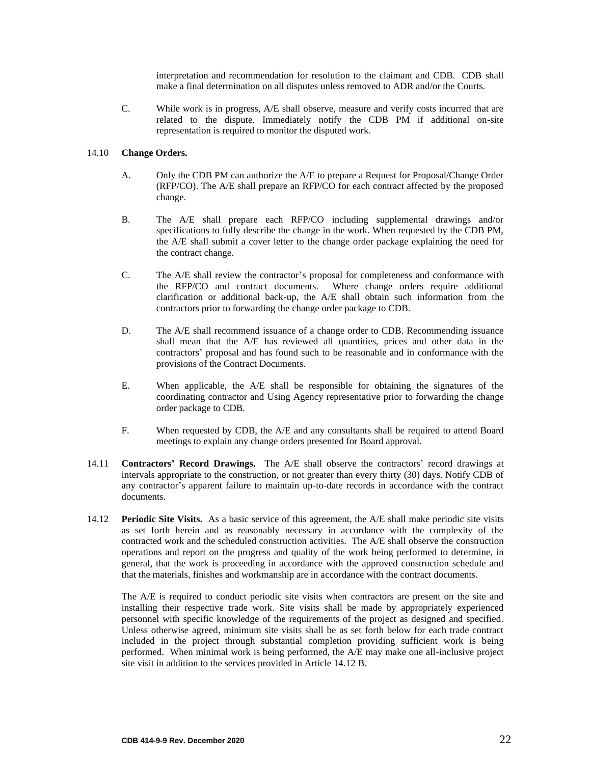interpretation and recommendation for resolution to the claimant and CDB. CDB shall make a final determination on all disputes unless removed to ADR and/or the Courts.

C. While work is in progress, A/E shall observe, measure and verify costs incurred that are related to the dispute. Immediately notify the CDB PM if additional on-site representation is required to monitor the disputed work.

14.10 **Change Orders.**

A. Only the CDB PM can authorize the A/E to prepare a Request for Proposal/Change Order (RFP/CO). The A/E shall prepare an RFP/CO for each contract affected by the proposed change.

B. The A/E shall prepare each RFP/CO including supplemental drawings and/or specifications to fully describe the change in the work. When requested by the CDB PM, the A/E shall submit a cover letter to the change order package explaining the need for the contract change.

C. The A/E shall review the contractor's proposal for completeness and conformance with the RFP/CO and contract documents. Where change orders require additional clarification or additional back-up, the A/E shall obtain such information from the contractors prior to forwarding the change order package to CDB.

D. The A/E shall recommend issuance of a change order to CDB. Recommending issuance shall mean that the A/E has reviewed all quantities, prices and other data in the contractors' proposal and has found such to be reasonable and in conformance with the provisions of the Contract Documents.

E. When applicable, the A/E shall be responsible for obtaining the signatures of the coordinating contractor and Using Agency representative prior to forwarding the change order package to CDB.

F. When requested by CDB, the A/E and any consultants shall be required to attend Board meetings to explain any change orders presented for Board approval.

14.11 **Contractors' Record Drawings.** The A/E shall observe the contractors' record drawings at intervals appropriate to the construction, or not greater than every thirty (30) days. Notify CDB of any contractor's apparent failure to maintain up-to-date records in accordance with the contract documents.

14.12 **Periodic Site Visits.** As a basic service of this agreement, the A/E shall make periodic site visits as set forth herein and as reasonably necessary in accordance with the complexity of the contracted work and the scheduled construction activities. The A/E shall observe the construction operations and report on the progress and quality of the work being performed to determine, in general, that the work is proceeding in accordance with the approved construction schedule and that the materials, finishes and workmanship are in accordance with the contract documents.

The A/E is required to conduct periodic site visits when contractors are present on the site and installing their respective trade work. Site visits shall be made by appropriately experienced personnel with specific knowledge of the requirements of the project as designed and specified. Unless otherwise agreed, minimum site visits shall be as set forth below for each trade contract included in the project through substantial completion providing sufficient work is being performed. When minimal work is being performed, the A/E may make one all-inclusive project site visit in addition to the services provided in Article 14.12 B.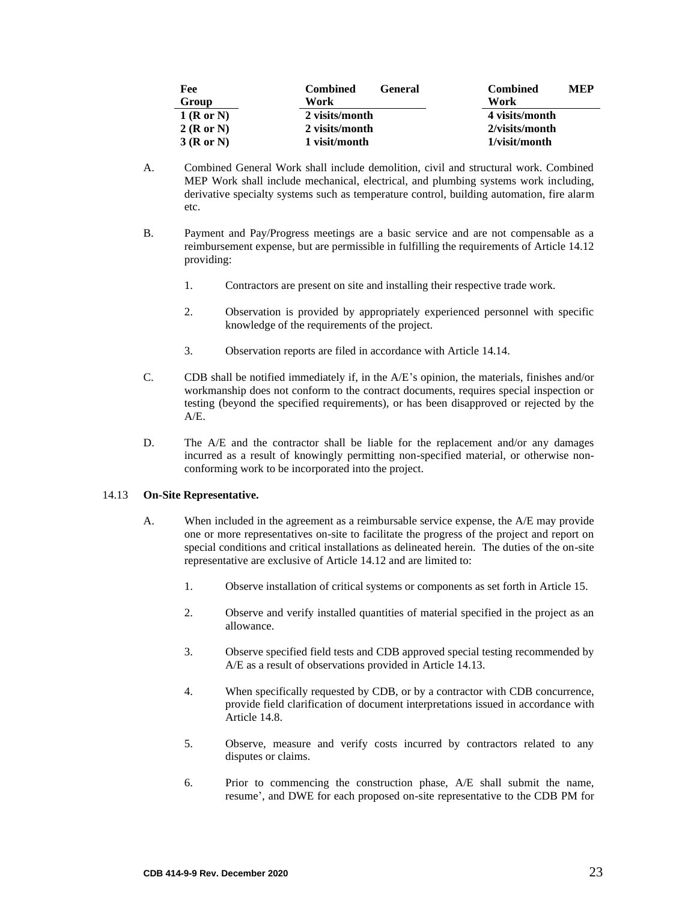| Fee Group | Combined General Work | Combined MEP Work |
|---|---|---|
| **1 (R or N)** | **2 visits/month** | **4 visits/month** |
| **2 (R or N)** | **2 visits/month** | **2/visits/month** |
| **3 (R or N)** | **1 visit/month** | **1/visit/month** |

A. Combined General Work shall include demolition, civil and structural work. Combined MEP Work shall include mechanical, electrical, and plumbing systems work including, derivative specialty systems such as temperature control, building automation, fire alarm etc.

B. Payment and Pay/Progress meetings are a basic service and are not compensable as a reimbursement expense, but are permissible in fulfilling the requirements of Article 14.12 providing:

   1. Contractors are present on site and installing their respective trade work.

   2. Observation is provided by appropriately experienced personnel with specific knowledge of the requirements of the project.

   3. Observation reports are filed in accordance with Article 14.14.

C. CDB shall be notified immediately if, in the A/E's opinion, the materials, finishes and/or workmanship does not conform to the contract documents, requires special inspection or testing (beyond the specified requirements), or has been disapproved or rejected by the A/E.

D. The A/E and the contractor shall be liable for the replacement and/or any damages incurred as a result of knowingly permitting non-specified material, or otherwise non-conforming work to be incorporated into the project.

14.13 **On-Site Representative.**

A. When included in the agreement as a reimbursable service expense, the A/E may provide one or more representatives on-site to facilitate the progress of the project and report on special conditions and critical installations as delineated herein. The duties of the on-site representative are exclusive of Article 14.12 and are limited to:

   1. Observe installation of critical systems or components as set forth in Article 15.

   2. Observe and verify installed quantities of material specified in the project as an allowance.

   3. Observe specified field tests and CDB approved special testing recommended by A/E as a result of observations provided in Article 14.13.

   4. When specifically requested by CDB, or by a contractor with CDB concurrence, provide field clarification of document interpretations issued in accordance with Article 14.8.

   5. Observe, measure and verify costs incurred by contractors related to any disputes or claims.

   6. Prior to commencing the construction phase, A/E shall submit the name, resume', and DWE for each proposed on-site representative to the CDB PM for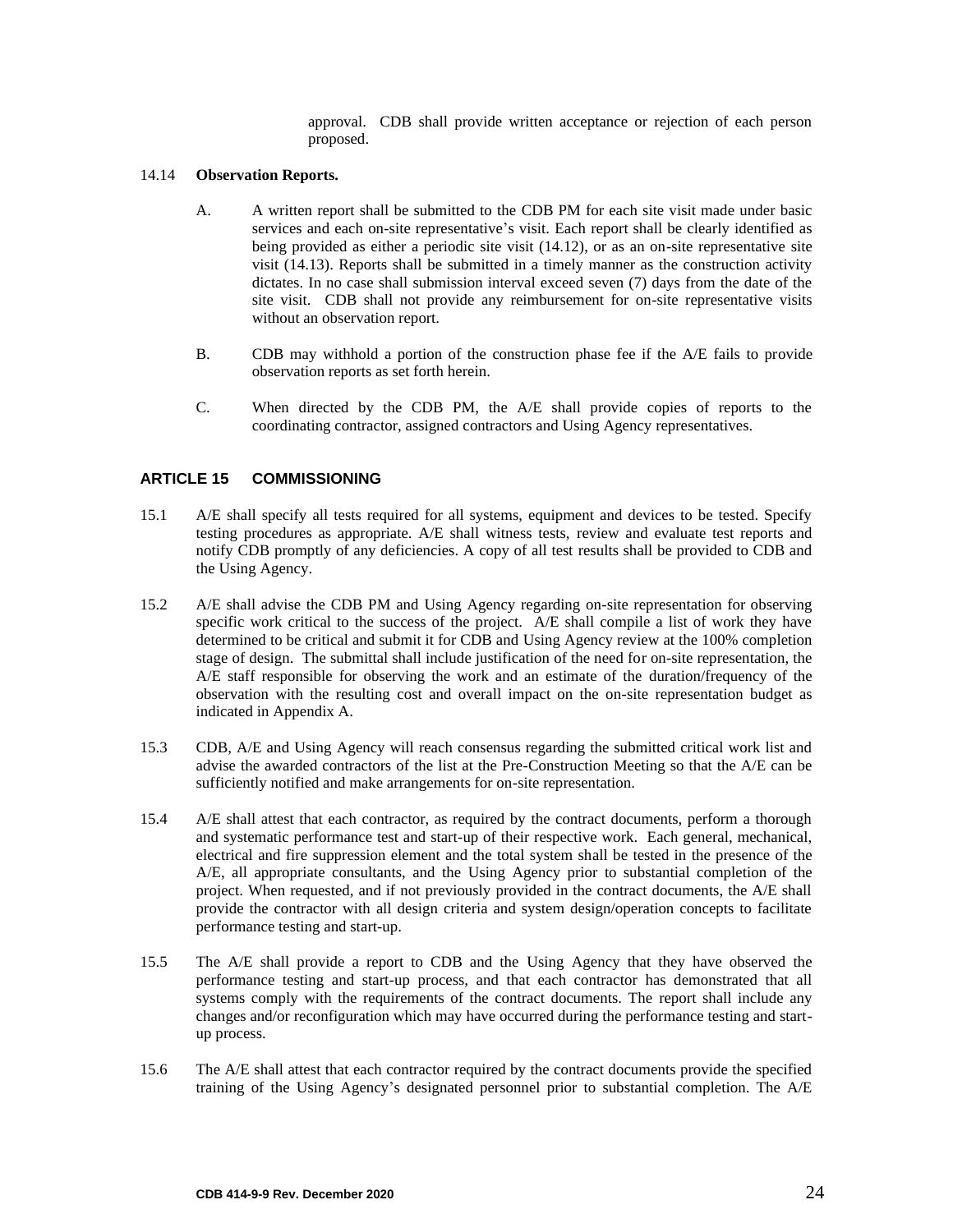approval. CDB shall provide written acceptance or rejection of each person proposed.

14.14 **Observation Reports.**

A. A written report shall be submitted to the CDB PM for each site visit made under basic services and each on-site representative's visit. Each report shall be clearly identified as being provided as either a periodic site visit (14.12), or as an on-site representative site visit (14.13). Reports shall be submitted in a timely manner as the construction activity dictates. In no case shall submission interval exceed seven (7) days from the date of the site visit. CDB shall not provide any reimbursement for on-site representative visits without an observation report.

B. CDB may withhold a portion of the construction phase fee if the A/E fails to provide observation reports as set forth herein.

C. When directed by the CDB PM, the A/E shall provide copies of reports to the coordinating contractor, assigned contractors and Using Agency representatives.

## ARTICLE 15 COMMISSIONING

15.1 A/E shall specify all tests required for all systems, equipment and devices to be tested. Specify testing procedures as appropriate. A/E shall witness tests, review and evaluate test reports and notify CDB promptly of any deficiencies. A copy of all test results shall be provided to CDB and the Using Agency.

15.2 A/E shall advise the CDB PM and Using Agency regarding on-site representation for observing specific work critical to the success of the project. A/E shall compile a list of work they have determined to be critical and submit it for CDB and Using Agency review at the 100% completion stage of design. The submittal shall include justification of the need for on-site representation, the A/E staff responsible for observing the work and an estimate of the duration/frequency of the observation with the resulting cost and overall impact on the on-site representation budget as indicated in Appendix A.

15.3 CDB, A/E and Using Agency will reach consensus regarding the submitted critical work list and advise the awarded contractors of the list at the Pre-Construction Meeting so that the A/E can be sufficiently notified and make arrangements for on-site representation.

15.4 A/E shall attest that each contractor, as required by the contract documents, perform a thorough and systematic performance test and start-up of their respective work. Each general, mechanical, electrical and fire suppression element and the total system shall be tested in the presence of the A/E, all appropriate consultants, and the Using Agency prior to substantial completion of the project. When requested, and if not previously provided in the contract documents, the A/E shall provide the contractor with all design criteria and system design/operation concepts to facilitate performance testing and start-up.

15.5 The A/E shall provide a report to CDB and the Using Agency that they have observed the performance testing and start-up process, and that each contractor has demonstrated that all systems comply with the requirements of the contract documents. The report shall include any changes and/or reconfiguration which may have occurred during the performance testing and start-up process.

15.6 The A/E shall attest that each contractor required by the contract documents provide the specified training of the Using Agency's designated personnel prior to substantial completion. The A/E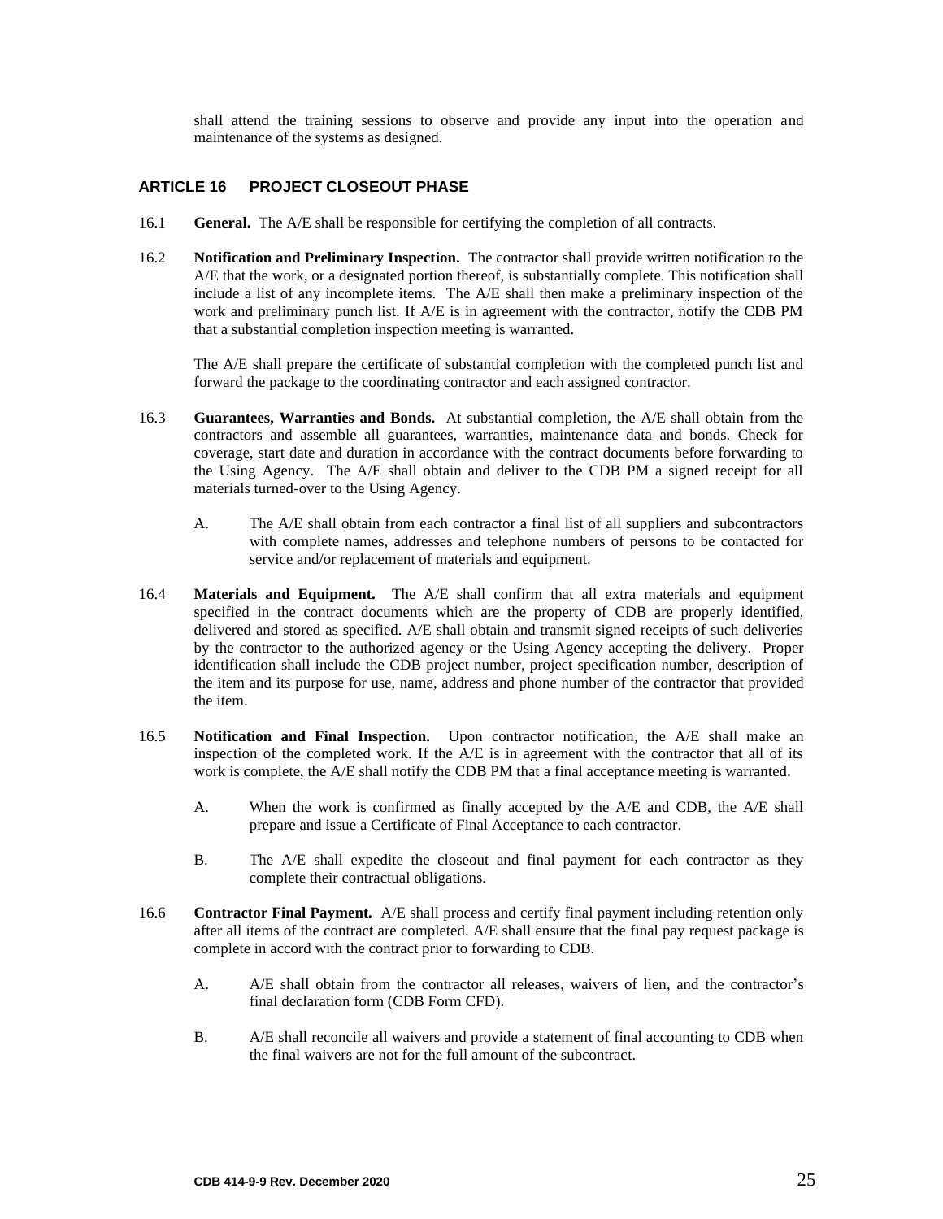shall attend the training sessions to observe and provide any input into the operation and maintenance of the systems as designed.

## ARTICLE 16 PROJECT CLOSEOUT PHASE

16.1 **General.** The A/E shall be responsible for certifying the completion of all contracts.

16.2 **Notification and Preliminary Inspection.** The contractor shall provide written notification to the A/E that the work, or a designated portion thereof, is substantially complete. This notification shall include a list of any incomplete items. The A/E shall then make a preliminary inspection of the work and preliminary punch list. If A/E is in agreement with the contractor, notify the CDB PM that a substantial completion inspection meeting is warranted.

The A/E shall prepare the certificate of substantial completion with the completed punch list and forward the package to the coordinating contractor and each assigned contractor.

16.3 **Guarantees, Warranties and Bonds.** At substantial completion, the A/E shall obtain from the contractors and assemble all guarantees, warranties, maintenance data and bonds. Check for coverage, start date and duration in accordance with the contract documents before forwarding to the Using Agency. The A/E shall obtain and deliver to the CDB PM a signed receipt for all materials turned-over to the Using Agency.

A. The A/E shall obtain from each contractor a final list of all suppliers and subcontractors with complete names, addresses and telephone numbers of persons to be contacted for service and/or replacement of materials and equipment.

16.4 **Materials and Equipment.** The A/E shall confirm that all extra materials and equipment specified in the contract documents which are the property of CDB are properly identified, delivered and stored as specified. A/E shall obtain and transmit signed receipts of such deliveries by the contractor to the authorized agency or the Using Agency accepting the delivery. Proper identification shall include the CDB project number, project specification number, description of the item and its purpose for use, name, address and phone number of the contractor that provided the item.

16.5 **Notification and Final Inspection.** Upon contractor notification, the A/E shall make an inspection of the completed work. If the A/E is in agreement with the contractor that all of its work is complete, the A/E shall notify the CDB PM that a final acceptance meeting is warranted.

A. When the work is confirmed as finally accepted by the A/E and CDB, the A/E shall prepare and issue a Certificate of Final Acceptance to each contractor.

B. The A/E shall expedite the closeout and final payment for each contractor as they complete their contractual obligations.

16.6 **Contractor Final Payment.** A/E shall process and certify final payment including retention only after all items of the contract are completed. A/E shall ensure that the final pay request package is complete in accord with the contract prior to forwarding to CDB.

A. A/E shall obtain from the contractor all releases, waivers of lien, and the contractor's final declaration form (CDB Form CFD).

B. A/E shall reconcile all waivers and provide a statement of final accounting to CDB when the final waivers are not for the full amount of the subcontract.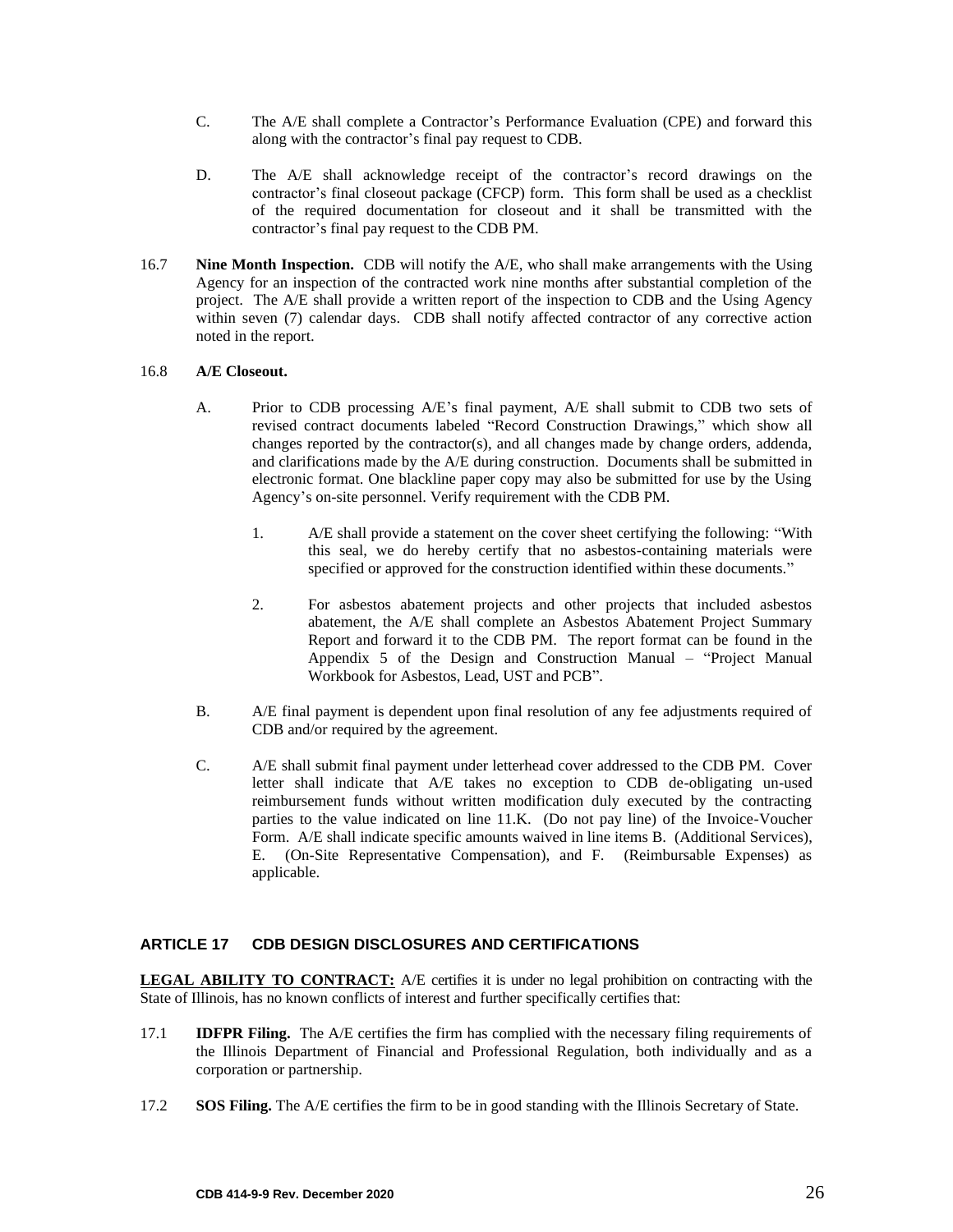C. The A/E shall complete a Contractor's Performance Evaluation (CPE) and forward this along with the contractor's final pay request to CDB.

D. The A/E shall acknowledge receipt of the contractor's record drawings on the contractor's final closeout package (CFCP) form. This form shall be used as a checklist of the required documentation for closeout and it shall be transmitted with the contractor's final pay request to the CDB PM.

16.7 **Nine Month Inspection.** CDB will notify the A/E, who shall make arrangements with the Using Agency for an inspection of the contracted work nine months after substantial completion of the project. The A/E shall provide a written report of the inspection to CDB and the Using Agency within seven (7) calendar days. CDB shall notify affected contractor of any corrective action noted in the report.

16.8 **A/E Closeout.**

A. Prior to CDB processing A/E's final payment, A/E shall submit to CDB two sets of revised contract documents labeled "Record Construction Drawings," which show all changes reported by the contractor(s), and all changes made by change orders, addenda, and clarifications made by the A/E during construction. Documents shall be submitted in electronic format. One blackline paper copy may also be submitted for use by the Using Agency's on-site personnel. Verify requirement with the CDB PM.

   1. A/E shall provide a statement on the cover sheet certifying the following: "With this seal, we do hereby certify that no asbestos-containing materials were specified or approved for the construction identified within these documents."

   2. For asbestos abatement projects and other projects that included asbestos abatement, the A/E shall complete an Asbestos Abatement Project Summary Report and forward it to the CDB PM. The report format can be found in the Appendix 5 of the Design and Construction Manual – "Project Manual Workbook for Asbestos, Lead, UST and PCB".

B. A/E final payment is dependent upon final resolution of any fee adjustments required of CDB and/or required by the agreement.

C. A/E shall submit final payment under letterhead cover addressed to the CDB PM. Cover letter shall indicate that A/E takes no exception to CDB de-obligating un-used reimbursement funds without written modification duly executed by the contracting parties to the value indicated on line 11.K. (Do not pay line) of the Invoice-Voucher Form. A/E shall indicate specific amounts waived in line items B. (Additional Services), E. (On-Site Representative Compensation), and F. (Reimbursable Expenses) as applicable.

## ARTICLE 17 CDB DESIGN DISCLOSURES AND CERTIFICATIONS

**LEGAL ABILITY TO CONTRACT:** A/E certifies it is under no legal prohibition on contracting with the State of Illinois, has no known conflicts of interest and further specifically certifies that:

17.1 **IDFPR Filing.** The A/E certifies the firm has complied with the necessary filing requirements of the Illinois Department of Financial and Professional Regulation, both individually and as a corporation or partnership.

17.2 **SOS Filing.** The A/E certifies the firm to be in good standing with the Illinois Secretary of State.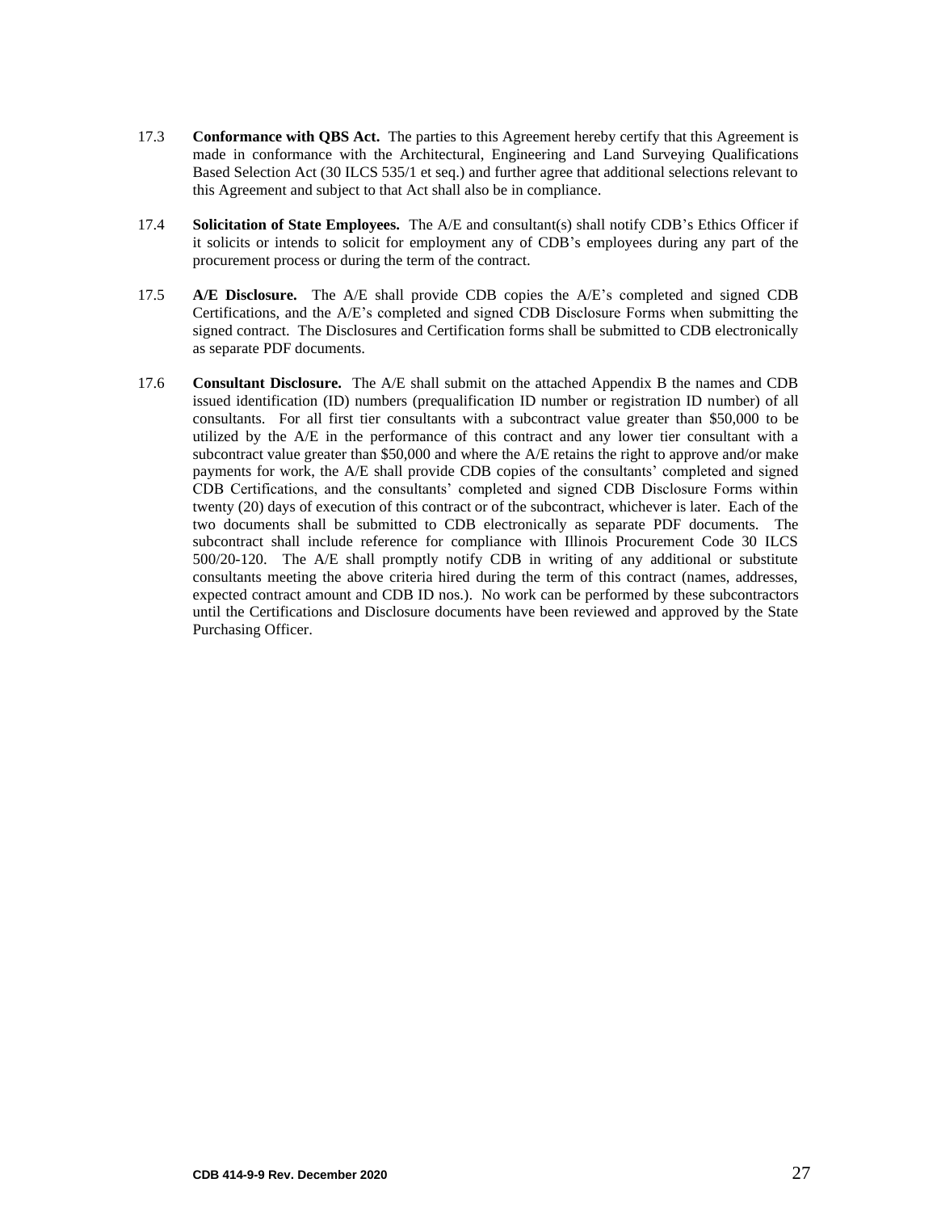17.3 **Conformance with QBS Act.** The parties to this Agreement hereby certify that this Agreement is made in conformance with the Architectural, Engineering and Land Surveying Qualifications Based Selection Act (30 ILCS 535/1 et seq.) and further agree that additional selections relevant to this Agreement and subject to that Act shall also be in compliance.

17.4 **Solicitation of State Employees.** The A/E and consultant(s) shall notify CDB's Ethics Officer if it solicits or intends to solicit for employment any of CDB's employees during any part of the procurement process or during the term of the contract.

17.5 **A/E Disclosure.** The A/E shall provide CDB copies the A/E's completed and signed CDB Certifications, and the A/E's completed and signed CDB Disclosure Forms when submitting the signed contract. The Disclosures and Certification forms shall be submitted to CDB electronically as separate PDF documents.

17.6 **Consultant Disclosure.** The A/E shall submit on the attached Appendix B the names and CDB issued identification (ID) numbers (prequalification ID number or registration ID number) of all consultants. For all first tier consultants with a subcontract value greater than $50,000 to be utilized by the A/E in the performance of this contract and any lower tier consultant with a subcontract value greater than $50,000 and where the A/E retains the right to approve and/or make payments for work, the A/E shall provide CDB copies of the consultants' completed and signed CDB Certifications, and the consultants' completed and signed CDB Disclosure Forms within twenty (20) days of execution of this contract or of the subcontract, whichever is later. Each of the two documents shall be submitted to CDB electronically as separate PDF documents. The subcontract shall include reference for compliance with Illinois Procurement Code 30 ILCS 500/20-120. The A/E shall promptly notify CDB in writing of any additional or substitute consultants meeting the above criteria hired during the term of this contract (names, addresses, expected contract amount and CDB ID nos.). No work can be performed by these subcontractors until the Certifications and Disclosure documents have been reviewed and approved by the State Purchasing Officer.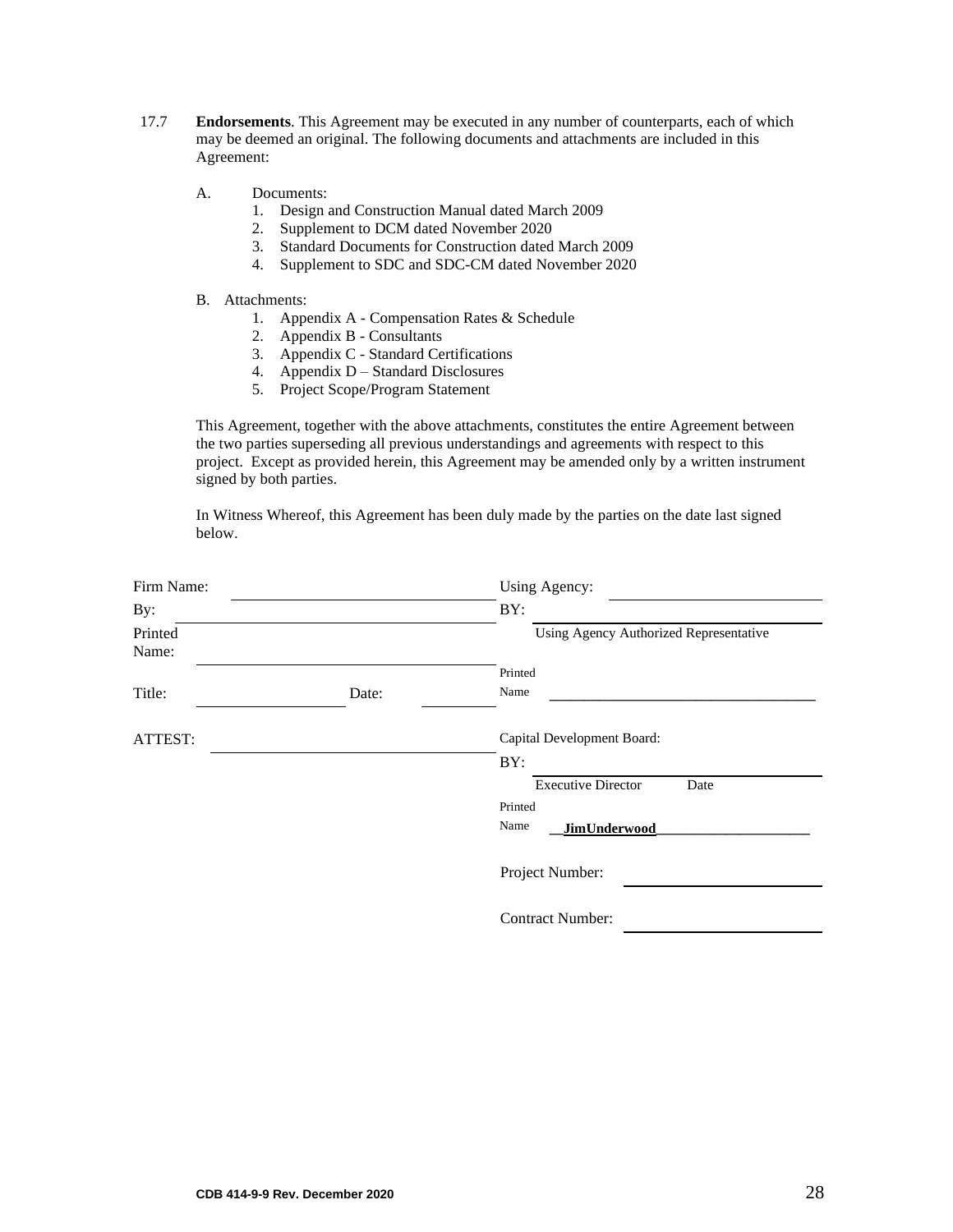17.7 **Endorsements**. This Agreement may be executed in any number of counterparts, each of which may be deemed an original. The following documents and attachments are included in this Agreement:

A. Documents:
1. Design and Construction Manual dated March 2009
2. Supplement to DCM dated November 2020
3. Standard Documents for Construction dated March 2009
4. Supplement to SDC and SDC-CM dated November 2020

B. Attachments:
1. Appendix A - Compensation Rates & Schedule
2. Appendix B - Consultants
3. Appendix C - Standard Certifications
4. Appendix D – Standard Disclosures
5. Project Scope/Program Statement

This Agreement, together with the above attachments, constitutes the entire Agreement between the two parties superseding all previous understandings and agreements with respect to this project. Except as provided herein, this Agreement may be amended only by a written instrument signed by both parties.

In Witness Whereof, this Agreement has been duly made by the parties on the date last signed below.

Firm Name: ______________________________

By: ______________________________

Printed Name: ______________________________

Title: ______________ Date: __________

ATTEST: ______________________________

Using Agency: ______________________________

BY: ______________________________
Using Agency Authorized Representative

Printed Name ______________________________

Capital Development Board:

BY: ______________________________
Executive Director Date

Printed Name __**JimUnderwood**____________________

Project Number: ______________________________

Contract Number: ______________________________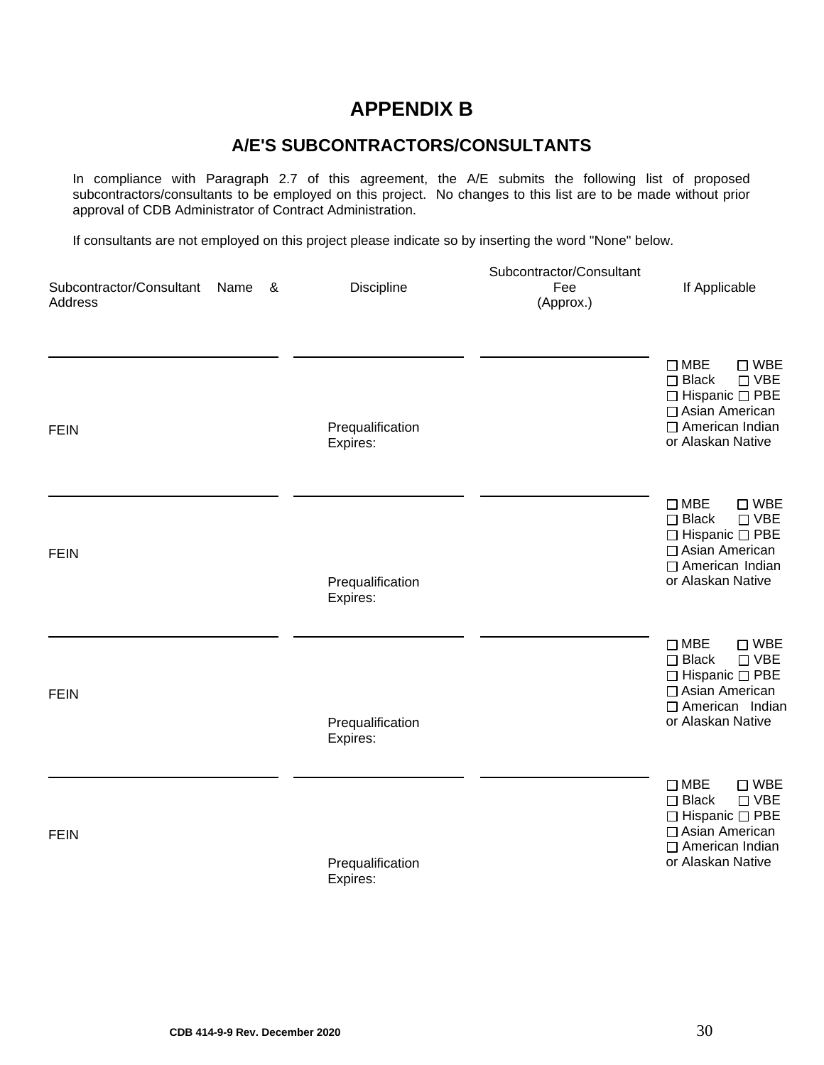# APPENDIX B

## A/E'S SUBCONTRACTORS/CONSULTANTS

In compliance with Paragraph 2.7 of this agreement, the A/E submits the following list of proposed subcontractors/consultants to be employed on this project. No changes to this list are to be made without prior approval of CDB Administrator of Contract Administration.

If consultants are not employed on this project please indicate so by inserting the word "None" below.

| Subcontractor/Consultant Name & Address | Discipline | Subcontractor/Consultant Fee (Approx.) | If Applicable |
|---|---|---|---|
| ______________________ FEIN | ______________________ Prequalification Expires: | ______________________ | ☐ MBE ☐ WBE ☐ Black ☐ VBE ☐ Hispanic ☐ PBE ☐ Asian American ☐ American Indian or Alaskan Native |
| ______________________ FEIN | ______________________ Prequalification Expires: | ______________________ | ☐ MBE ☐ WBE ☐ Black ☐ VBE ☐ Hispanic ☐ PBE ☐ Asian American ☐ American Indian or Alaskan Native |
| ______________________ FEIN | ______________________ Prequalification Expires: | ______________________ | ☐ MBE ☐ WBE ☐ Black ☐ VBE ☐ Hispanic ☐ PBE ☐ Asian American ☐ American Indian or Alaskan Native |
| ______________________ FEIN | ______________________ Prequalification Expires: | ______________________ | ☐ MBE ☐ WBE ☐ Black ☐ VBE ☐ Hispanic ☐ PBE ☐ Asian American ☐ American Indian or Alaskan Native |

CDB 414-9-9 Rev. December 2020